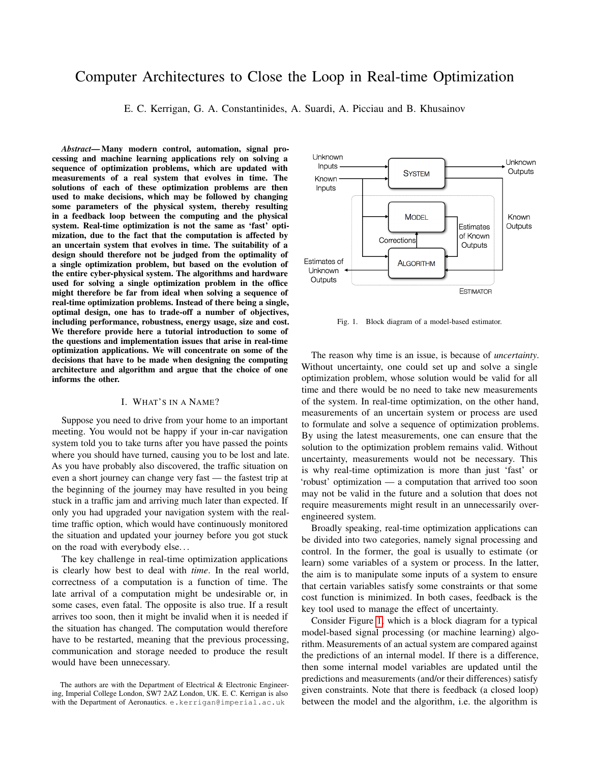# Computer Architectures to Close the Loop in Real-time Optimization

E. C. Kerrigan, G. A. Constantinides, A. Suardi, A. Picciau and B. Khusainov

***Abstract*— Many modern control, automation, signal processing and machine learning applications rely on solving a sequence of optimization problems, which are updated with measurements of a real system that evolves in time. The solutions of each of these optimization problems are then used to make decisions, which may be followed by changing some parameters of the physical system, thereby resulting in a feedback loop between the computing and the physical system. Real-time optimization is not the same as 'fast' optimization, due to the fact that the computation is affected by an uncertain system that evolves in time. The suitability of a design should therefore not be judged from the optimality of a single optimization problem, but based on the evolution of the entire cyber-physical system. The algorithms and hardware used for solving a single optimization problem in the office might therefore be far from ideal when solving a sequence of real-time optimization problems. Instead of there being a single, optimal design, one has to trade-off a number of objectives, including performance, robustness, energy usage, size and cost. We therefore provide here a tutorial introduction to some of the questions and implementation issues that arise in real-time optimization applications. We will concentrate on some of the decisions that have to be made when designing the computing architecture and algorithm and argue that the choice of one informs the other.**

## I. What's in a Name?

Suppose you need to drive from your home to an important meeting. You would not be happy if your in-car navigation system told you to take turns after you have passed the points where you should have turned, causing you to be lost and late. As you have probably also discovered, the traffic situation on even a short journey can change very fast — the fastest trip at the beginning of the journey may have resulted in you being stuck in a traffic jam and arriving much later than expected. If only you had upgraded your navigation system with the real-time traffic option, which would have continuously monitored the situation and updated your journey before you got stuck on the road with everybody else...

The key challenge in real-time optimization applications is clearly how best to deal with *time*. In the real world, correctness of a computation is a function of time. The late arrival of a computation might be undesirable or, in some cases, even fatal. The opposite is also true. If a result arrives too soon, then it might be invalid when it is needed if the situation has changed. The computation would therefore have to be restarted, meaning that the previous processing, communication and storage needed to produce the result would have been unnecessary.

The authors are with the Department of Electrical & Electronic Engineering, Imperial College London, SW7 2AZ London, UK. E. C. Kerrigan is also with the Department of Aeronautics. e.kerrigan@imperial.ac.uk

Fig. 1. Block diagram of a model-based estimator.

The reason why time is an issue, is because of *uncertainty*. Without uncertainty, one could set up and solve a single optimization problem, whose solution would be valid for all time and there would be no need to take new measurements of the system. In real-time optimization, on the other hand, measurements of an uncertain system or process are used to formulate and solve a sequence of optimization problems. By using the latest measurements, one can ensure that the solution to the optimization problem remains valid. Without uncertainty, measurements would not be necessary. This is why real-time optimization is more than just 'fast' or 'robust' optimization — a computation that arrived too soon may not be valid in the future and a solution that does not require measurements might result in an unnecessarily over-engineered system.

Broadly speaking, real-time optimization applications can be divided into two categories, namely signal processing and control. In the former, the goal is usually to estimate (or learn) some variables of a system or process. In the latter, the aim is to manipulate some inputs of a system to ensure that certain variables satisfy some constraints or that some cost function is minimized. In both cases, feedback is the key tool used to manage the effect of uncertainty.

Consider Figure 1, which is a block diagram for a typical model-based signal processing (or machine learning) algorithm. Measurements of an actual system are compared against the predictions of an internal model. If there is a difference, then some internal model variables are updated until the predictions and measurements (and/or their differences) satisfy given constraints. Note that there is feedback (a closed loop) between the model and the algorithm, i.e. the algorithm is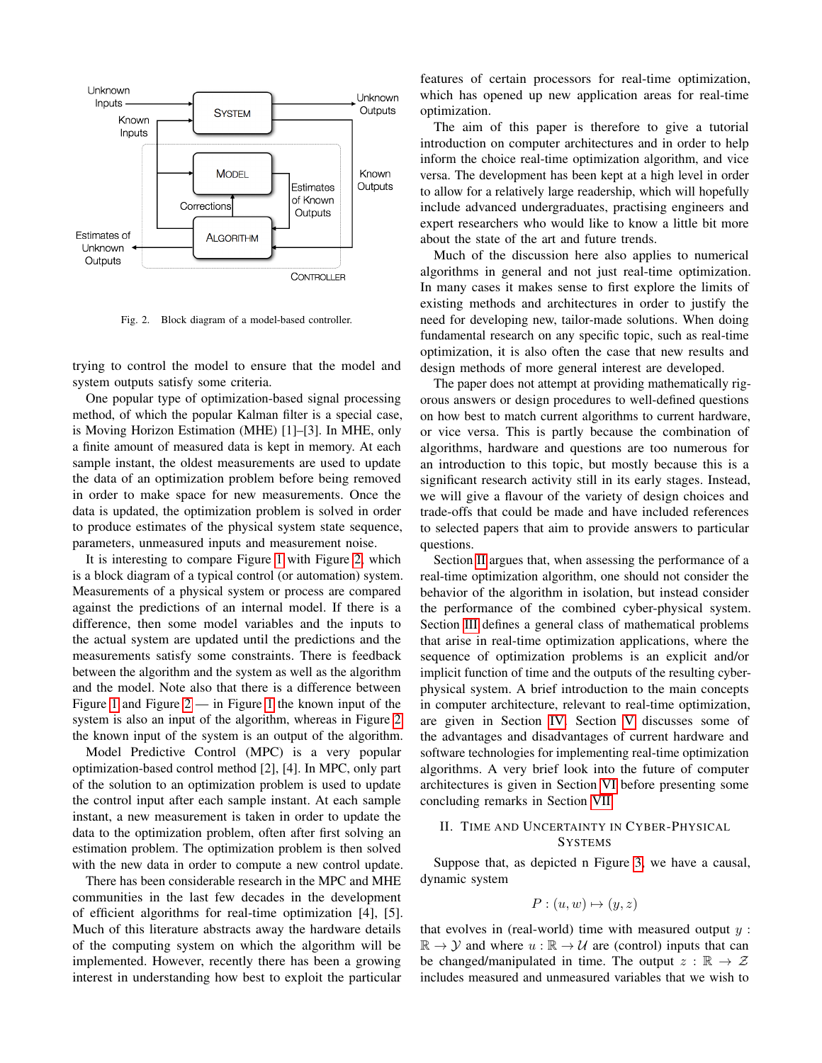Fig. 2. Block diagram of a model-based controller.

trying to control the model to ensure that the model and system outputs satisfy some criteria.

One popular type of optimization-based signal processing method, of which the popular Kalman filter is a special case, is Moving Horizon Estimation (MHE) [1]–[3]. In MHE, only a finite amount of measured data is kept in memory. At each sample instant, the oldest measurements are used to update the data of an optimization problem before being removed in order to make space for new measurements. Once the data is updated, the optimization problem is solved in order to produce estimates of the physical system state sequence, parameters, unmeasured inputs and measurement noise.

It is interesting to compare Figure 1 with Figure 2, which is a block diagram of a typical control (or automation) system. Measurements of a physical system or process are compared against the predictions of an internal model. If there is a difference, then some model variables and the inputs to the actual system are updated until the predictions and the measurements satisfy some constraints. There is feedback between the algorithm and the system as well as the algorithm and the model. Note also that there is a difference between Figure 1 and Figure 2 — in Figure 1 the known input of the system is also an input of the algorithm, whereas in Figure 2 the known input of the system is an output of the algorithm.

Model Predictive Control (MPC) is a very popular optimization-based control method [2], [4]. In MPC, only part of the solution to an optimization problem is used to update the control input after each sample instant. At each sample instant, a new measurement is taken in order to update the data to the optimization problem, often after first solving an estimation problem. The optimization problem is then solved with the new data in order to compute a new control update.

There has been considerable research in the MPC and MHE communities in the last few decades in the development of efficient algorithms for real-time optimization [4], [5]. Much of this literature abstracts away the hardware details of the computing system on which the algorithm will be implemented. However, recently there has been a growing interest in understanding how best to exploit the particular features of certain processors for real-time optimization, which has opened up new application areas for real-time optimization.

The aim of this paper is therefore to give a tutorial introduction on computer architectures and in order to help inform the choice real-time optimization algorithm, and vice versa. The development has been kept at a high level in order to allow for a relatively large readership, which will hopefully include advanced undergraduates, practising engineers and expert researchers who would like to know a little bit more about the state of the art and future trends.

Much of the discussion here also applies to numerical algorithms in general and not just real-time optimization. In many cases it makes sense to first explore the limits of existing methods and architectures in order to justify the need for developing new, tailor-made solutions. When doing fundamental research on any specific topic, such as real-time optimization, it is also often the case that new results and design methods of more general interest are developed.

The paper does not attempt at providing mathematically rigorous answers or design procedures to well-defined questions on how best to match current algorithms to current hardware, or vice versa. This is partly because the combination of algorithms, hardware and questions are too numerous for an introduction to this topic, but mostly because this is a significant research activity still in its early stages. Instead, we will give a flavour of the variety of design choices and trade-offs that could be made and have included references to selected papers that aim to provide answers to particular questions.

Section II argues that, when assessing the performance of a real-time optimization algorithm, one should not consider the behavior of the algorithm in isolation, but instead consider the performance of the combined cyber-physical system. Section III defines a general class of mathematical problems that arise in real-time optimization applications, where the sequence of optimization problems is an explicit and/or implicit function of time and the outputs of the resulting cyber-physical system. A brief introduction to the main concepts in computer architecture, relevant to real-time optimization, are given in Section IV. Section V discusses some of the advantages and disadvantages of current hardware and software technologies for implementing real-time optimization algorithms. A very brief look into the future of computer architectures is given in Section VI before presenting some concluding remarks in Section VII.

## II. Time and Uncertainty in Cyber-Physical Systems

Suppose that, as depicted n Figure 3, we have a causal, dynamic system

$$P : (u, w) \mapsto (y, z)$$

that evolves in (real-world) time with measured output $y : \mathbb{R} \to \mathcal{Y}$ and where $u : \mathbb{R} \to \mathcal{U}$ are (control) inputs that can be changed/manipulated in time. The output $z : \mathbb{R} \to \mathcal{Z}$ includes measured and unmeasured variables that we wish to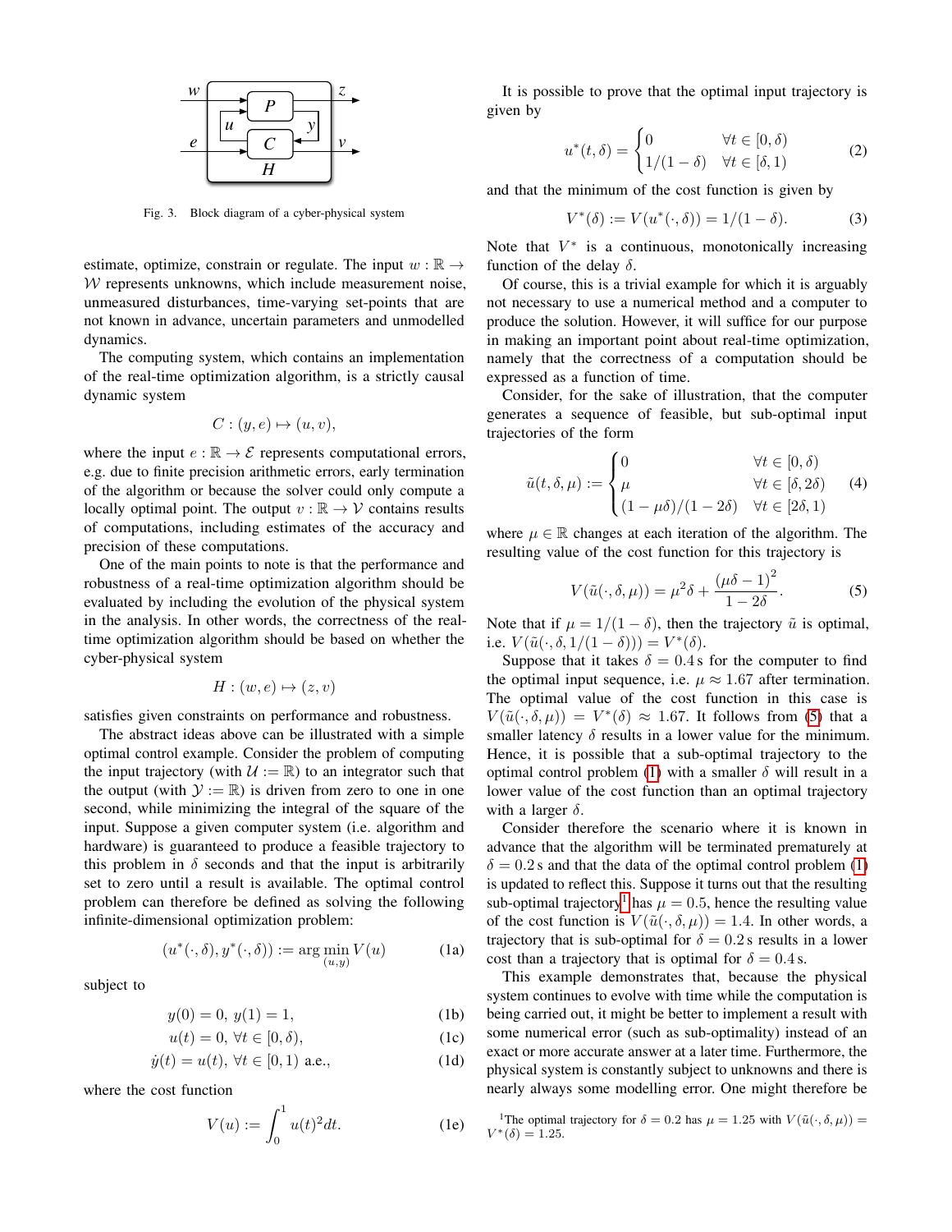Fig. 3. Block diagram of a cyber-physical system

estimate, optimize, constrain or regulate. The input $w : \mathbb{R} \to \mathcal{W}$ represents unknowns, which include measurement noise, unmeasured disturbances, time-varying set-points that are not known in advance, uncertain parameters and unmodelled dynamics.

The computing system, which contains an implementation of the real-time optimization algorithm, is a strictly causal dynamic system

$$C : (y, e) \mapsto (u, v),$$

where the input $e : \mathbb{R} \to \mathcal{E}$ represents computational errors, e.g. due to finite precision arithmetic errors, early termination of the algorithm or because the solver could only compute a locally optimal point. The output $v : \mathbb{R} \to \mathcal{V}$ contains results of computations, including estimates of the accuracy and precision of these computations.

One of the main points to note is that the performance and robustness of a real-time optimization algorithm should be evaluated by including the evolution of the physical system in the analysis. In other words, the correctness of the real-time optimization algorithm should be based on whether the cyber-physical system

$$H : (w, e) \mapsto (z, v)$$

satisfies given constraints on performance and robustness.

The abstract ideas above can be illustrated with a simple optimal control example. Consider the problem of computing the input trajectory (with $\mathcal{U} := \mathbb{R}$) to an integrator such that the output (with $\mathcal{Y} := \mathbb{R}$) is driven from zero to one in one second, while minimizing the integral of the square of the input. Suppose a given computer system (i.e. algorithm and hardware) is guaranteed to produce a feasible trajectory to this problem in $\delta$ seconds and that the input is arbitrarily set to zero until a result is available. The optimal control problem can therefore be defined as solving the following infinite-dimensional optimization problem:

$$(u^*(\cdot, \delta), y^*(\cdot, \delta)) := \arg\min_{(u,y)} V(u) \tag{1a}$$

subject to

$$y(0) = 0,\ y(1) = 1, \tag{1b}$$

$$u(t) = 0,\ \forall t \in [0, \delta), \tag{1c}$$

$$\dot{y}(t) = u(t),\ \forall t \in [0, 1) \text{ a.e.}, \tag{1d}$$

where the cost function

$$V(u) := \int_0^1 u(t)^2 dt. \tag{1e}$$

It is possible to prove that the optimal input trajectory is given by

$$u^*(t, \delta) = \begin{cases} 0 & \forall t \in [0, \delta) \\ 1/(1-\delta) & \forall t \in [\delta, 1) \end{cases} \tag{2}$$

and that the minimum of the cost function is given by

$$V^*(\delta) := V(u^*(\cdot, \delta)) = 1/(1-\delta). \tag{3}$$

Note that $V^*$ is a continuous, monotonically increasing function of the delay $\delta$.

Of course, this is a trivial example for which it is arguably not necessary to use a numerical method and a computer to produce the solution. However, it will suffice for our purpose in making an important point about real-time optimization, namely that the correctness of a computation should be expressed as a function of time.

Consider, for the sake of illustration, that the computer generates a sequence of feasible, but sub-optimal input trajectories of the form

$$\tilde{u}(t, \delta, \mu) := \begin{cases} 0 & \forall t \in [0, \delta) \\ \mu & \forall t \in [\delta, 2\delta) \\ (1-\mu\delta)/(1-2\delta) & \forall t \in [2\delta, 1) \end{cases} \tag{4}$$

where $\mu \in \mathbb{R}$ changes at each iteration of the algorithm. The resulting value of the cost function for this trajectory is

$$V(\tilde{u}(\cdot, \delta, \mu)) = \mu^2\delta + \frac{(\mu\delta - 1)^2}{1 - 2\delta}. \tag{5}$$

Note that if $\mu = 1/(1-\delta)$, then the trajectory $\tilde{u}$ is optimal, i.e. $V(\tilde{u}(\cdot, \delta, 1/(1-\delta))) = V^*(\delta)$.

Suppose that it takes $\delta = 0.4\,\mathrm{s}$ for the computer to find the optimal input sequence, i.e. $\mu \approx 1.67$ after termination. The optimal value of the cost function in this case is $V(\tilde{u}(\cdot, \delta, \mu)) = V^*(\delta) \approx 1.67$. It follows from (5) that a smaller latency $\delta$ results in a lower value for the minimum. Hence, it is possible that a sub-optimal trajectory to the optimal control problem (1) with a smaller $\delta$ will result in a lower value of the cost function than an optimal trajectory with a larger $\delta$.

Consider therefore the scenario where it is known in advance that the algorithm will be terminated prematurely at $\delta = 0.2\,\mathrm{s}$ and that the data of the optimal control problem (1) is updated to reflect this. Suppose it turns out that the resulting sub-optimal trajectory[1] has $\mu = 0.5$, hence the resulting value of the cost function is $V(\tilde{u}(\cdot, \delta, \mu)) = 1.4$. In other words, a trajectory that is sub-optimal for $\delta = 0.2\,\mathrm{s}$ results in a lower cost than a trajectory that is optimal for $\delta = 0.4\,\mathrm{s}$.

This example demonstrates that, because the physical system continues to evolve with time while the computation is being carried out, it might be better to implement a result with some numerical error (such as sub-optimality) instead of an exact or more accurate answer at a later time. Furthermore, the physical system is constantly subject to unknowns and there is nearly always some modelling error. One might therefore be

[1]The optimal trajectory for $\delta = 0.2$ has $\mu = 1.25$ with $V(\tilde{u}(\cdot, \delta, \mu)) = V^*(\delta) = 1.25$.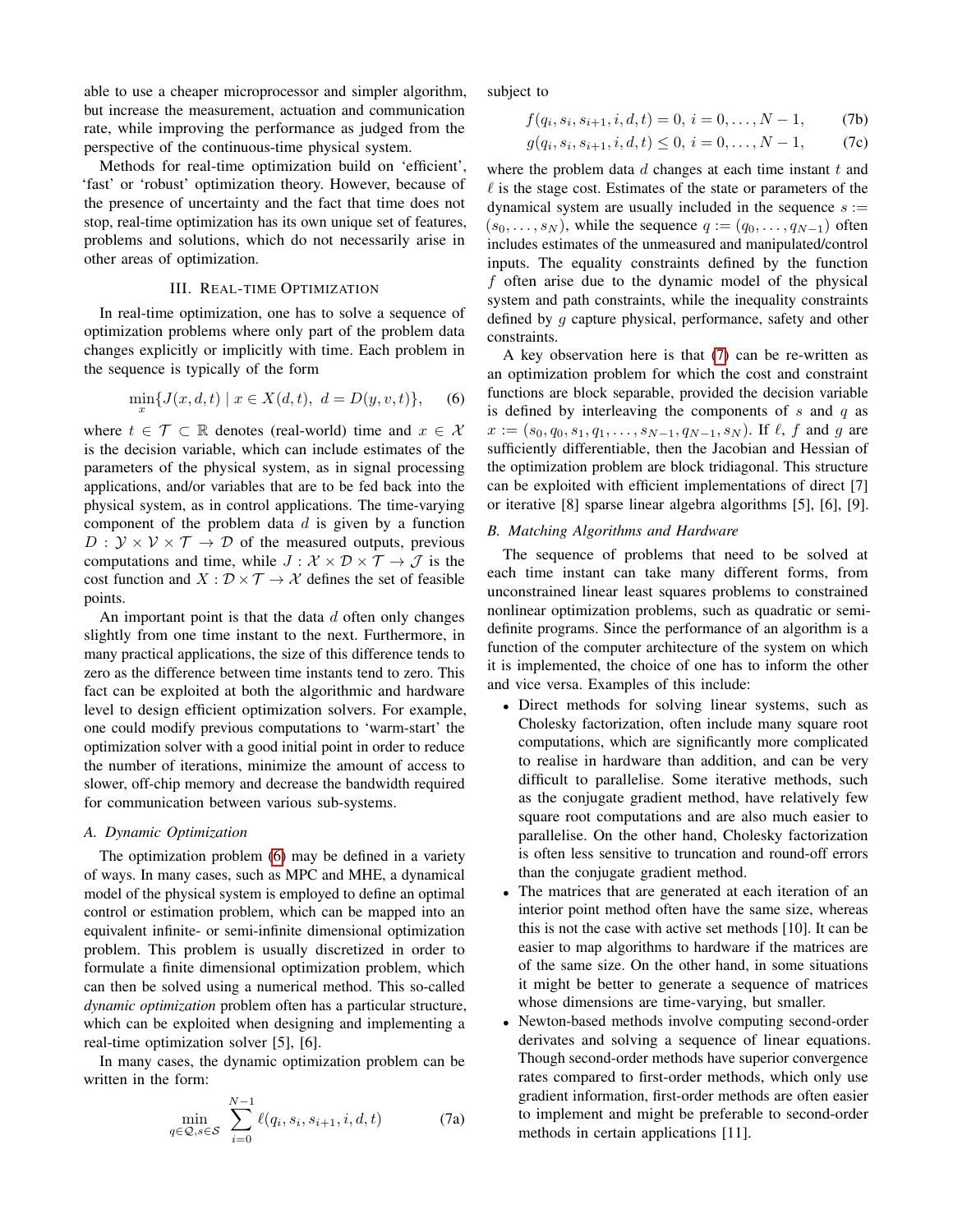able to use a cheaper microprocessor and simpler algorithm, but increase the measurement, actuation and communication rate, while improving the performance as judged from the perspective of the continuous-time physical system.

Methods for real-time optimization build on 'efficient', 'fast' or 'robust' optimization theory. However, because of the presence of uncertainty and the fact that time does not stop, real-time optimization has its own unique set of features, problems and solutions, which do not necessarily arise in other areas of optimization.

## III. Real-time Optimization

In real-time optimization, one has to solve a sequence of optimization problems where only part of the problem data changes explicitly or implicitly with time. Each problem in the sequence is typically of the form

$$\min_x \{ J(x,d,t) \mid x \in X(d,t),\ d = D(y,v,t) \}, \qquad (6)$$

where $t \in \mathcal{T} \subset \mathbb{R}$ denotes (real-world) time and $x \in \mathcal{X}$ is the decision variable, which can include estimates of the parameters of the physical system, as in signal processing applications, and/or variables that are to be fed back into the physical system, as in control applications. The time-varying component of the problem data $d$ is given by a function $D : \mathcal{Y} \times \mathcal{V} \times \mathcal{T} \to \mathcal{D}$ of the measured outputs, previous computations and time, while $J : \mathcal{X} \times \mathcal{D} \times \mathcal{T} \to \mathcal{J}$ is the cost function and $X : \mathcal{D} \times \mathcal{T} \to \mathcal{X}$ defines the set of feasible points.

An important point is that the data $d$ often only changes slightly from one time instant to the next. Furthermore, in many practical applications, the size of this difference tends to zero as the difference between time instants tend to zero. This fact can be exploited at both the algorithmic and hardware level to design efficient optimization solvers. For example, one could modify previous computations to 'warm-start' the optimization solver with a good initial point in order to reduce the number of iterations, minimize the amount of access to slower, off-chip memory and decrease the bandwidth required for communication between various sub-systems.

### A. Dynamic Optimization

The optimization problem (6) may be defined in a variety of ways. In many cases, such as MPC and MHE, a dynamical model of the physical system is employed to define an optimal control or estimation problem, which can be mapped into an equivalent infinite- or semi-infinite dimensional optimization problem. This problem is usually discretized in order to formulate a finite dimensional optimization problem, which can then be solved using a numerical method. This so-called *dynamic optimization* problem often has a particular structure, which can be exploited when designing and implementing a real-time optimization solver [5], [6].

In many cases, the dynamic optimization problem can be written in the form:

$$\min_{q \in \mathcal{Q}, s \in \mathcal{S}} \sum_{i=0}^{N-1} \ell(q_i, s_i, s_{i+1}, i, d, t) \qquad (7a)$$

subject to

$$f(q_i, s_i, s_{i+1}, i, d, t) = 0,\ i = 0, \ldots, N-1, \qquad (7b)$$

$$g(q_i, s_i, s_{i+1}, i, d, t) \leq 0,\ i = 0, \ldots, N-1, \qquad (7c)$$

where the problem data $d$ changes at each time instant $t$ and $\ell$ is the stage cost. Estimates of the state or parameters of the dynamical system are usually included in the sequence $s := (s_0, \ldots, s_N)$, while the sequence $q := (q_0, \ldots, q_{N-1})$ often includes estimates of the unmeasured and manipulated/control inputs. The equality constraints defined by the function $f$ often arise due to the dynamic model of the physical system and path constraints, while the inequality constraints defined by $g$ capture physical, performance, safety and other constraints.

A key observation here is that (7) can be re-written as an optimization problem for which the cost and constraint functions are block separable, provided the decision variable is defined by interleaving the components of $s$ and $q$ as $x := (s_0, q_0, s_1, q_1, \ldots, s_{N-1}, q_{N-1}, s_N)$. If $\ell$, $f$ and $g$ are sufficiently differentiable, then the Jacobian and Hessian of the optimization problem are block tridiagonal. This structure can be exploited with efficient implementations of direct [7] or iterative [8] sparse linear algebra algorithms [5], [6], [9].

### B. Matching Algorithms and Hardware

The sequence of problems that need to be solved at each time instant can take many different forms, from unconstrained linear least squares problems to constrained nonlinear optimization problems, such as quadratic or semi-definite programs. Since the performance of an algorithm is a function of the computer architecture of the system on which it is implemented, the choice of one has to inform the other and vice versa. Examples of this include:

- Direct methods for solving linear systems, such as Cholesky factorization, often include many square root computations, which are significantly more complicated to realise in hardware than addition, and can be very difficult to parallelise. Some iterative methods, such as the conjugate gradient method, have relatively few square root computations and are also much easier to parallelise. On the other hand, Cholesky factorization is often less sensitive to truncation and round-off errors than the conjugate gradient method.
- The matrices that are generated at each iteration of an interior point method often have the same size, whereas this is not the case with active set methods [10]. It can be easier to map algorithms to hardware if the matrices are of the same size. On the other hand, in some situations it might be better to generate a sequence of matrices whose dimensions are time-varying, but smaller.
- Newton-based methods involve computing second-order derivates and solving a sequence of linear equations. Though second-order methods have superior convergence rates compared to first-order methods, which only use gradient information, first-order methods are often easier to implement and might be preferable to second-order methods in certain applications [11].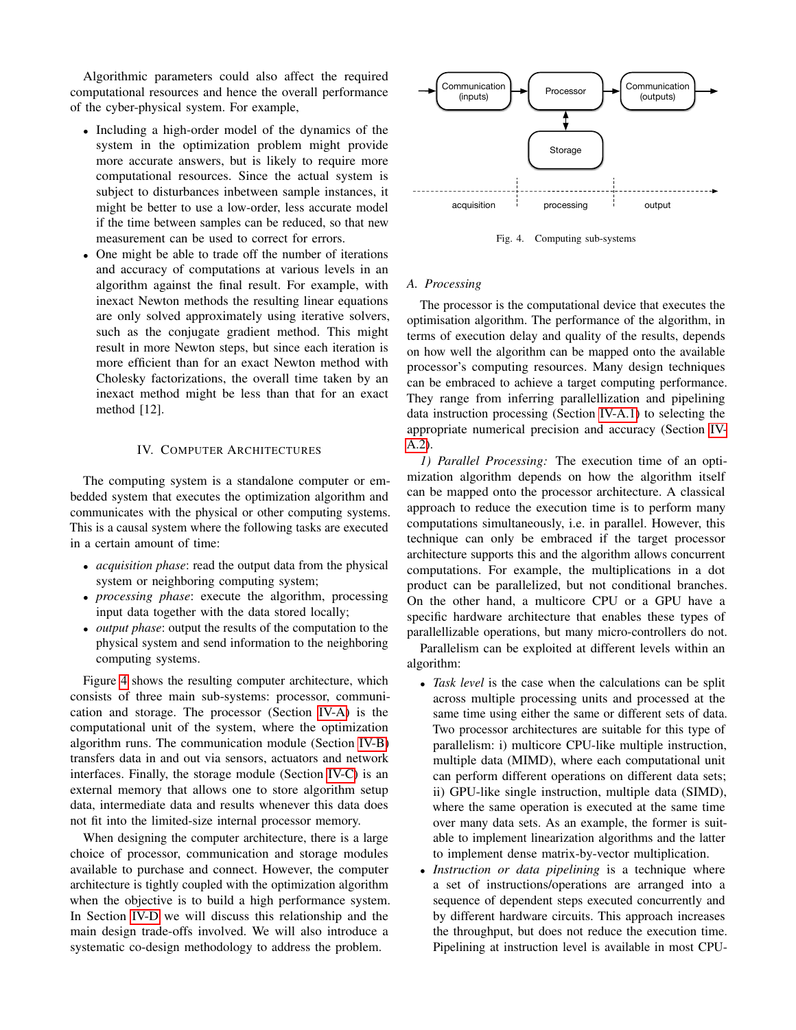Algorithmic parameters could also affect the required computational resources and hence the overall performance of the cyber-physical system. For example,

- Including a high-order model of the dynamics of the system in the optimization problem might provide more accurate answers, but is likely to require more computational resources. Since the actual system is subject to disturbances inbetween sample instances, it might be better to use a low-order, less accurate model if the time between samples can be reduced, so that new measurement can be used to correct for errors.
- One might be able to trade off the number of iterations and accuracy of computations at various levels in an algorithm against the final result. For example, with inexact Newton methods the resulting linear equations are only solved approximately using iterative solvers, such as the conjugate gradient method. This might result in more Newton steps, but since each iteration is more efficient than for an exact Newton method with Cholesky factorizations, the overall time taken by an inexact method might be less than that for an exact method [12].

## IV. Computer Architectures

The computing system is a standalone computer or embedded system that executes the optimization algorithm and communicates with the physical or other computing systems. This is a causal system where the following tasks are executed in a certain amount of time:

- *acquisition phase*: read the output data from the physical system or neighboring computing system;
- *processing phase*: execute the algorithm, processing input data together with the data stored locally;
- *output phase*: output the results of the computation to the physical system and send information to the neighboring computing systems.

Figure 4 shows the resulting computer architecture, which consists of three main sub-systems: processor, communication and storage. The processor (Section IV-A) is the computational unit of the system, where the optimization algorithm runs. The communication module (Section IV-B) transfers data in and out via sensors, actuators and network interfaces. Finally, the storage module (Section IV-C) is an external memory that allows one to store algorithm setup data, intermediate data and results whenever this data does not fit into the limited-size internal processor memory.

When designing the computer architecture, there is a large choice of processor, communication and storage modules available to purchase and connect. However, the computer architecture is tightly coupled with the optimization algorithm when the objective is to build a high performance system. In Section IV-D we will discuss this relationship and the main design trade-offs involved. We will also introduce a systematic co-design methodology to address the problem.

Communication (inputs) → Processor → Communication (outputs)

Processor ↔ Storage

acquisition | processing | output

Fig. 4. Computing sub-systems

### A. Processing

The processor is the computational device that executes the optimisation algorithm. The performance of the algorithm, in terms of execution delay and quality of the results, depends on how well the algorithm can be mapped onto the available processor's computing resources. Many design techniques can be embraced to achieve a target computing performance. They range from inferring parallellization and pipelining data instruction processing (Section IV-A.1) to selecting the appropriate numerical precision and accuracy (Section IV-A.2).

*1) Parallel Processing:* The execution time of an optimization algorithm depends on how well the algorithm itself can be mapped onto the processor architecture. A classical approach to reduce the execution time is to perform many computations simultaneously, i.e. in parallel. However, this technique can only be embraced if the target processor architecture supports this and the algorithm allows concurrent computations. For example, the multiplications in a dot product can be parallelized, but not conditional branches. On the other hand, a multicore CPU or a GPU have a specific hardware architecture that enables these types of parallellizable operations, but many micro-controllers do not.

Parallelism can be exploited at different levels within an algorithm:

- *Task level* is the case when the calculations can be split across multiple processing units and processed at the same time using either the same or different sets of data. Two processor architectures are suitable for this type of parallelism: i) multicore CPU-like multiple instruction, multiple data (MIMD), where each computational unit can perform different operations on different data sets; ii) GPU-like single instruction, multiple data (SIMD), where the same operation is executed at the same time over many data sets. As an example, the former is suitable to implement linearization algorithms and the latter to implement dense matrix-by-vector multiplication.
- *Instruction or data pipelining* is a technique where a set of instructions/operations are arranged into a sequence of dependent steps executed concurrently and by different hardware circuits. This approach increases the throughput, but does not reduce the execution time. Pipelining at instruction level is available in most CPU-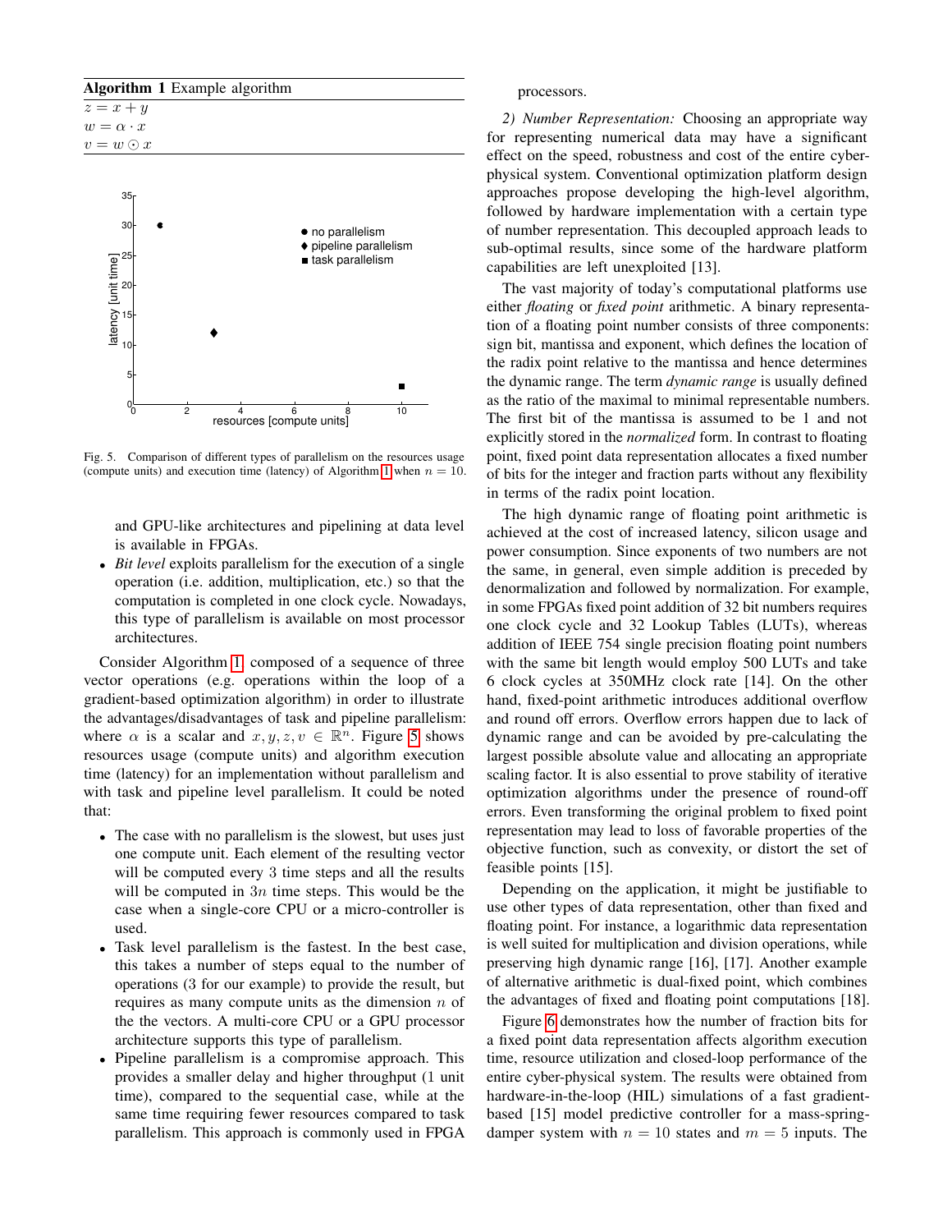**Algorithm 1** Example algorithm

$z = x + y$
$w = \alpha \cdot x$
$v = w \odot x$

Fig. 5. Comparison of different types of parallelism on the resources usage (compute units) and execution time (latency) of Algorithm 1 when $n = 10$.

and GPU-like architectures and pipelining at data level is available in FPGAs.

- *Bit level* exploits parallelism for the execution of a single operation (i.e. addition, multiplication, etc.) so that the computation is completed in one clock cycle. Nowadays, this type of parallelism is available on most processor architectures.

Consider Algorithm 1 composed of a sequence of three vector operations (e.g. operations within the loop of a gradient-based optimization algorithm) in order to illustrate the advantages/disadvantages of task and pipeline parallelism: where $\alpha$ is a scalar and $x, y, z, v \in \mathbb{R}^n$. Figure 5 shows resources usage (compute units) and algorithm execution time (latency) for an implementation without parallelism and with task and pipeline level parallelism. It could be noted that:

- The case with no parallelism is the slowest, but uses just one compute unit. Each element of the resulting vector will be computed every 3 time steps and all the results will be computed in $3n$ time steps. This would be the case when a single-core CPU or a micro-controller is used.
- Task level parallelism is the fastest. In the best case, this takes a number of steps equal to the number of operations (3 for our example) to provide the result, but requires as many compute units as the dimension $n$ of the the vectors. A multi-core CPU or a GPU processor architecture supports this type of parallelism.
- Pipeline parallelism is a compromise approach. This provides a smaller delay and higher throughput (1 unit time), compared to the sequential case, while at the same time requiring fewer resources compared to task parallelism. This approach is commonly used in FPGA processors.

*2) Number Representation:* Choosing an appropriate way for representing numerical data may have a significant effect on the speed, robustness and cost of the entire cyber-physical system. Conventional optimization platform design approaches propose developing the high-level algorithm, followed by hardware implementation with a certain type of number representation. This decoupled approach leads to sub-optimal results, since some of the hardware platform capabilities are left unexploited [13].

The vast majority of today's computational platforms use either *floating* or *fixed point* arithmetic. A binary representation of a floating point number consists of three components: sign bit, mantissa and exponent, which defines the location of the radix point relative to the mantissa and hence determines the dynamic range. The term *dynamic range* is usually defined as the ratio of the maximal to minimal representable numbers. The first bit of the mantissa is assumed to be 1 and not explicitly stored in the *normalized* form. In contrast to floating point, fixed point data representation allocates a fixed number of bits for the integer and fraction parts without any flexibility in terms of the radix point location.

The high dynamic range of floating point arithmetic is achieved at the cost of increased latency, silicon usage and power consumption. Since exponents of two numbers are not the same, in general, even simple addition is preceded by denormalization and followed by normalization. For example, in some FPGAs fixed point addition of 32 bit numbers requires one clock cycle and 32 Lookup Tables (LUTs), whereas addition of IEEE 754 single precision floating point numbers with the same bit length would employ 500 LUTs and take 6 clock cycles at 350MHz clock rate [14]. On the other hand, fixed-point arithmetic introduces additional overflow and round off errors. Overflow errors happen due to lack of dynamic range and can be avoided by pre-calculating the largest possible absolute value and allocating an appropriate scaling factor. It is also essential to prove stability of iterative optimization algorithms under the presence of round-off errors. Even transforming the original problem to fixed point representation may lead to loss of favorable properties of the objective function, such as convexity, or distort the set of feasible points [15].

Depending on the application, it might be justifiable to use other types of data representation, other than fixed and floating point. For instance, a logarithmic data representation is well suited for multiplication and division operations, while preserving high dynamic range [16], [17]. Another example of alternative arithmetic is dual-fixed point, which combines the advantages of fixed and floating point computations [18].

Figure 6 demonstrates how the number of fraction bits for a fixed point data representation affects algorithm execution time, resource utilization and closed-loop performance of the entire cyber-physical system. The results were obtained from hardware-in-the-loop (HIL) simulations of a fast gradient-based [15] model predictive controller for a mass-spring-damper system with $n = 10$ states and $m = 5$ inputs. The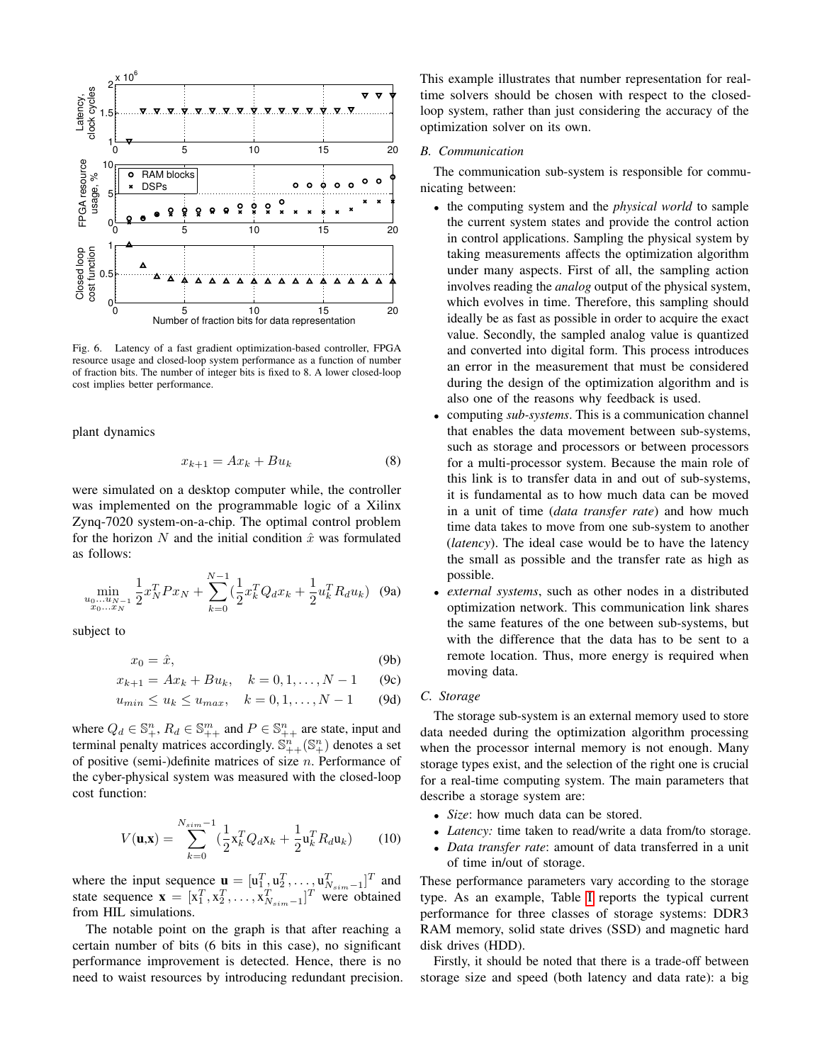Latency, clock cycles

x 10^6

2

1.5

1

0 5 10 15 20

FPGA resource usage, %

10

5

0

RAM blocks

DSPs

0 5 10 15 20

Closed loop cost function

1

0.5

0

0 5 10 15 20

Number of fraction bits for data representation

Fig. 6. Latency of a fast gradient optimization-based controller, FPGA resource usage and closed-loop system performance as a function of number of fraction bits. The number of integer bits is fixed to 8. A lower closed-loop cost implies better performance.

plant dynamics

$$x_{k+1} = Ax_k + Bu_k \tag{8}$$

were simulated on a desktop computer while, the controller was implemented on the programmable logic of a Xilinx Zynq-7020 system-on-a-chip. The optimal control problem for the horizon $N$ and the initial condition $\hat{x}$ was formulated as follows:

$$\min_{\substack{u_0 \ldots u_{N-1} \\ x_0 \ldots x_N}} \frac{1}{2}x_N^T P x_N + \sum_{k=0}^{N-1}\left(\frac{1}{2}x_k^T Q_d x_k + \frac{1}{2}u_k^T R_d u_k\right) \tag{9a}$$

subject to

$$x_0 = \hat{x}, \tag{9b}$$

$$x_{k+1} = Ax_k + Bu_k, \quad k = 0, 1, \ldots, N-1 \tag{9c}$$

$$u_{min} \le u_k \le u_{max}, \quad k = 0, 1, \ldots, N-1 \tag{9d}$$

where $Q_d \in \mathbb{S}_+^n$, $R_d \in \mathbb{S}_{++}^m$ and $P \in \mathbb{S}_{++}^n$ are state, input and terminal penalty matrices accordingly. $\mathbb{S}_{++}^n(\mathbb{S}_+^n)$ denotes a set of positive (semi-)definite matrices of size $n$. Performance of the cyber-physical system was measured with the closed-loop cost function:

$$V(\mathbf{u}, \mathbf{x}) = \sum_{k=0}^{N_{sim}-1}\left(\frac{1}{2}\mathrm{x}_k^T Q_d \mathrm{x}_k + \frac{1}{2}\mathrm{u}_k^T R_d \mathrm{u}_k\right) \tag{10}$$

where the input sequence $\mathbf{u} = [\mathrm{u}_1^T, \mathrm{u}_2^T, \ldots, \mathrm{u}_{N_{sim}-1}^T]^T$ and state sequence $\mathbf{x} = [\mathrm{x}_1^T, \mathrm{x}_2^T, \ldots, \mathrm{x}_{N_{sim}-1}^T]^T$ were obtained from HIL simulations.

The notable point on the graph is that after reaching a certain number of bits (6 bits in this case), no significant performance improvement is detected. Hence, there is no need to waist resources by introducing redundant precision. This example illustrates that number representation for real-time solvers should be chosen with respect to the closed-loop system, rather than just considering the accuracy of the optimization solver on its own.

### B. Communication

The communication sub-system is responsible for communicating between:

- the computing system and the *physical world* to sample the current system states and provide the control action in control applications. Sampling the physical system by taking measurements affects the optimization algorithm under many aspects. First of all, the sampling action involves reading the *analog* output of the physical system, which evolves in time. Therefore, this sampling should ideally be as fast as possible in order to acquire the exact value. Secondly, the sampled analog value is quantized and converted into digital form. This process introduces an error in the measurement that must be considered during the design of the optimization algorithm and is also one of the reasons why feedback is used.
- computing *sub-systems*. This is a communication channel that enables the data movement between sub-systems, such as storage and processors or between processors for a multi-processor system. Because the main role of this link is to transfer data in and out of sub-systems, it is fundamental as to how much data can be moved in a unit of time (*data transfer rate*) and how much time data takes to move from one sub-system to another (*latency*). The ideal case would be to have the latency the small as possible and the transfer rate as high as possible.
- *external systems*, such as other nodes in a distributed optimization network. This communication link shares the same features of the one between sub-systems, but with the difference that the data has to be sent to a remote location. Thus, more energy is required when moving data.

### C. Storage

The storage sub-system is an external memory used to store data needed during the optimization algorithm processing when the processor internal memory is not enough. Many storage types exist, and the selection of the right one is crucial for a real-time computing system. The main parameters that describe a storage system are:

- *Size*: how much data can be stored.
- *Latency:* time taken to read/write a data from/to storage.
- *Data transfer rate*: amount of data transferred in a unit of time in/out of storage.

These performance parameters vary according to the storage type. As an example, Table I reports the typical current performance for three classes of storage systems: DDR3 RAM memory, solid state drives (SSD) and magnetic hard disk drives (HDD).

Firstly, it should be noted that there is a trade-off between storage size and speed (both latency and data rate): a big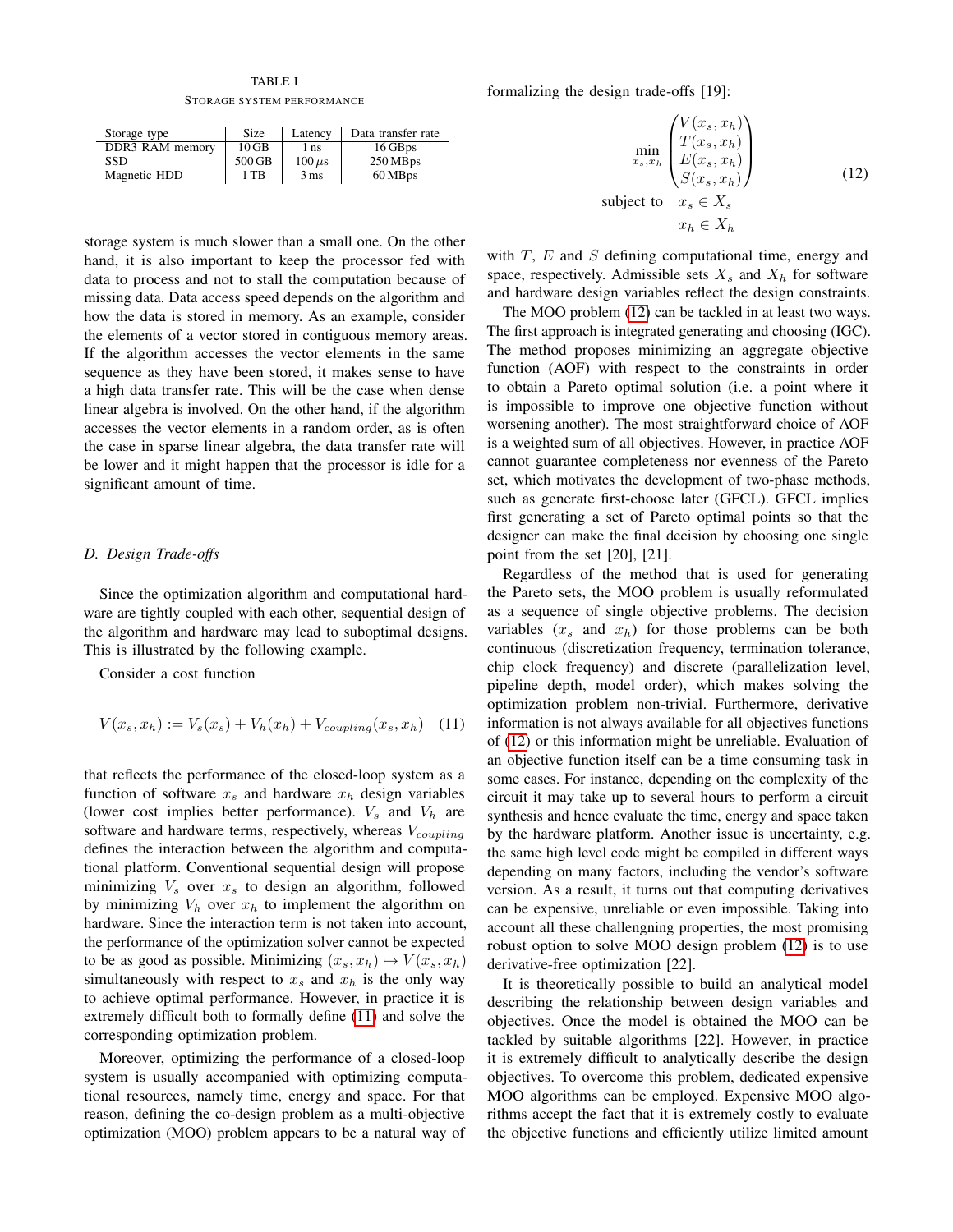TABLE I

STORAGE SYSTEM PERFORMANCE

| Storage type | Size | Latency | Data transfer rate |
|---|---|---|---|
| DDR3 RAM memory | 10 GB | 1 ns | 16 GBps |
| SSD | 500 GB | 100 $\mu$s | 250 MBps |
| Magnetic HDD | 1 TB | 3 ms | 60 MBps |

storage system is much slower than a small one. On the other hand, it is also important to keep the processor fed with data to process and not to stall the computation because of missing data. Data access speed depends on the algorithm and how the data is stored in memory. As an example, consider the elements of a vector stored in contiguous memory areas. If the algorithm accesses the vector elements in the same sequence as they have been stored, it makes sense to have a high data transfer rate. This will be the case when dense linear algebra is involved. On the other hand, if the algorithm accesses the vector elements in a random order, as is often the case in sparse linear algebra, the data transfer rate will be lower and it might happen that the processor is idle for a significant amount of time.

### D. Design Trade-offs

Since the optimization algorithm and computational hardware are tightly coupled with each other, sequential design of the algorithm and hardware may lead to suboptimal designs. This is illustrated by the following example.

Consider a cost function

$$V(x_s, x_h) := V_s(x_s) + V_h(x_h) + V_{coupling}(x_s, x_h) \quad (11)$$

that reflects the performance of the closed-loop system as a function of software $x_s$ and hardware $x_h$ design variables (lower cost implies better performance). $V_s$ and $V_h$ are software and hardware terms, respectively, whereas $V_{coupling}$ defines the interaction between the algorithm and computational platform. Conventional sequential design will propose minimizing $V_s$ over $x_s$ to design an algorithm, followed by minimizing $V_h$ over $x_h$ to implement the algorithm on hardware. Since the interaction term is not taken into account, the performance of the optimization solver cannot be expected to be as good as possible. Minimizing $(x_s, x_h) \mapsto V(x_s, x_h)$ simultaneously with respect to $x_s$ and $x_h$ is the only way to achieve optimal performance. However, in practice it is extremely difficult both to formally define (11) and solve the corresponding optimization problem.

Moreover, optimizing the performance of a closed-loop system is usually accompanied with optimizing computational resources, namely time, energy and space. For that reason, defining the co-design problem as a multi-objective optimization (MOO) problem appears to be a natural way of formalizing the design trade-offs [19]:

$$\begin{aligned} \min_{x_s, x_h} \; & \begin{pmatrix} V(x_s, x_h) \\ T(x_s, x_h) \\ E(x_s, x_h) \\ S(x_s, x_h) \end{pmatrix} \\ \text{subject to} \quad & x_s \in X_s \\ & x_h \in X_h \end{aligned} \quad (12)$$

with $T$, $E$ and $S$ defining computational time, energy and space, respectively. Admissible sets $X_s$ and $X_h$ for software and hardware design variables reflect the design constraints.

The MOO problem (12) can be tackled in at least two ways. The first approach is integrated generating and choosing (IGC). The method proposes minimizing an aggregate objective function (AOF) with respect to the constraints in order to obtain a Pareto optimal solution (i.e. a point where it is impossible to improve one objective function without worsening another). The most straightforward choice of AOF is a weighted sum of all objectives. However, in practice AOF cannot guarantee completeness nor evenness of the Pareto set, which motivates the development of two-phase methods, such as generate first-choose later (GFCL). GFCL implies first generating a set of Pareto optimal points so that the designer can make the final decision by choosing one single point from the set [20], [21].

Regardless of the method that is used for generating the Pareto sets, the MOO problem is usually reformulated as a sequence of single objective problems. The decision variables ($x_s$ and $x_h$) for those problems can be both continuous (discretization frequency, termination tolerance, chip clock frequency) and discrete (parallelization level, pipeline depth, model order), which makes solving the optimization problem non-trivial. Furthermore, derivative information is not always available for all objectives functions of (12) or this information might be unreliable. Evaluation of an objective function itself can be a time consuming task in some cases. For instance, depending on the complexity of the circuit it may take up to several hours to perform a circuit synthesis and hence evaluate the time, energy and space taken by the hardware platform. Another issue is uncertainty, e.g. the same high level code might be compiled in different ways depending on many factors, including the vendor's software version. As a result, it turns out that computing derivatives can be expensive, unreliable or even impossible. Taking into account all these challengning properties, the most promising robust option to solve MOO design problem (12) is to use derivative-free optimization [22].

It is theoretically possible to build an analytical model describing the relationship between design variables and objectives. Once the model is obtained the MOO can be tackled by suitable algorithms [22]. However, in practice it is extremely difficult to analytically describe the design objectives. To overcome this problem, dedicated expensive MOO algorithms can be employed. Expensive MOO algorithms accept the fact that it is extremely costly to evaluate the objective functions and efficiently utilize limited amount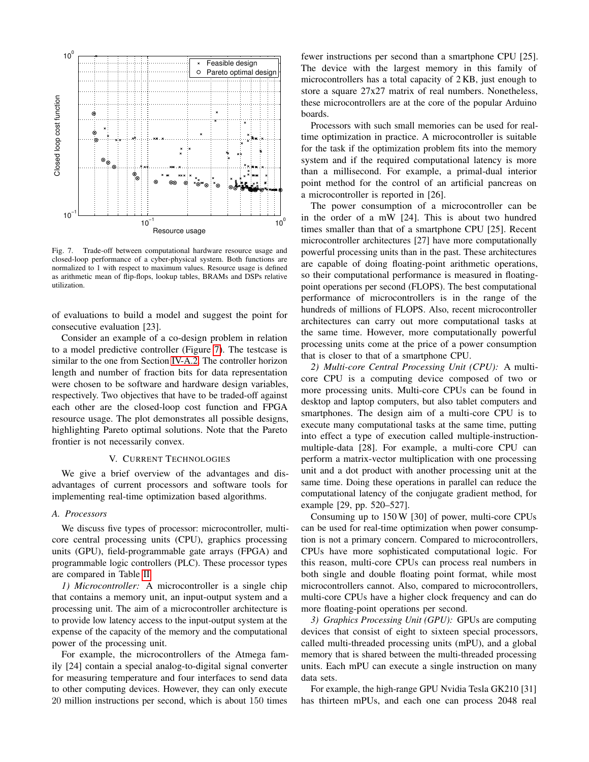Fig. 7. Trade-off between computational hardware resource usage and closed-loop performance of a cyber-physical system. Both functions are normalized to 1 with respect to maximum values. Resource usage is defined as arithmetic mean of flip-flops, lookup tables, BRAMs and DSPs relative utilization.

of evaluations to build a model and suggest the point for consecutive evaluation [23].

Consider an example of a co-design problem in relation to a model predictive controller (Figure 7). The testcase is similar to the one from Section IV-A.2. The controller horizon length and number of fraction bits for data representation were chosen to be software and hardware design variables, respectively. Two objectives that have to be traded-off against each other are the closed-loop cost function and FPGA resource usage. The plot demonstrates all possible designs, highlighting Pareto optimal solutions. Note that the Pareto frontier is not necessarily convex.

## V. Current Technologies

We give a brief overview of the advantages and disadvantages of current processors and software tools for implementing real-time optimization based algorithms.

### A. Processors

We discuss five types of processor: microcontroller, multi-core central processing units (CPU), graphics processing units (GPU), field-programmable gate arrays (FPGA) and programmable logic controllers (PLC). These processor types are compared in Table II.

*1) Microcontroller:* A microcontroller is a single chip that contains a memory unit, an input-output system and a processing unit. The aim of a microcontroller architecture is to provide low latency access to the input-output system at the expense of the capacity of the memory and the computational power of the processing unit.

For example, the microcontrollers of the Atmega family [24] contain a special analog-to-digital signal converter for measuring temperature and four interfaces to send data to other computing devices. However, they can only execute 20 million instructions per second, which is about 150 times fewer instructions per second than a smartphone CPU [25]. The device with the largest memory in this family of microcontrollers has a total capacity of 2 KB, just enough to store a square 27x27 matrix of real numbers. Nonetheless, these microcontrollers are at the core of the popular Arduino boards.

Processors with such small memories can be used for real-time optimization in practice. A microcontroller is suitable for the task if the optimization problem fits into the memory system and if the required computational latency is more than a millisecond. For example, a primal-dual interior point method for the control of an artificial pancreas on a microcontroller is reported in [26].

The power consumption of a microcontroller can be in the order of a mW [24]. This is about two hundred times smaller than that of a smartphone CPU [25]. Recent microcontroller architectures [27] have more computationally powerful processing units than in the past. These architectures are capable of doing floating-point arithmetic operations, so their computational performance is measured in floating-point operations per second (FLOPS). The best computational performance of microcontrollers is in the range of the hundreds of millions of FLOPS. Also, recent microcontroller architectures can carry out more computational tasks at the same time. However, more computationally powerful processing units come at the price of a power consumption that is closer to that of a smartphone CPU.

*2) Multi-core Central Processing Unit (CPU):* A multi-core CPU is a computing device composed of two or more processing units. Multi-core CPUs can be found in desktop and laptop computers, but also tablet computers and smartphones. The design aim of a multi-core CPU is to execute many computational tasks at the same time, putting into effect a type of execution called multiple-instruction-multiple-data [28]. For example, a multi-core CPU can perform a matrix-vector multiplication with one processing unit and a dot product with another processing unit at the same time. Doing these operations in parallel can reduce the computational latency of the conjugate gradient method, for example [29, pp. 520–527].

Consuming up to 150 W [30] of power, multi-core CPUs can be used for real-time optimization when power consumption is not a primary concern. Compared to microcontrollers, CPUs have more sophisticated computational logic. For this reason, multi-core CPUs can process real numbers in both single and double floating point format, while most microcontrollers cannot. Also, compared to microcontrollers, multi-core CPUs have a higher clock frequency and can do more floating-point operations per second.

*3) Graphics Processing Unit (GPU):* GPUs are computing devices that consist of eight to sixteen special processors, called multi-threaded processing units (mPU), and a global memory that is shared between the multi-threaded processing units. Each mPU can execute a single instruction on many data sets.

For example, the high-range GPU Nvidia Tesla GK210 [31] has thirteen mPUs, and each one can process 2048 real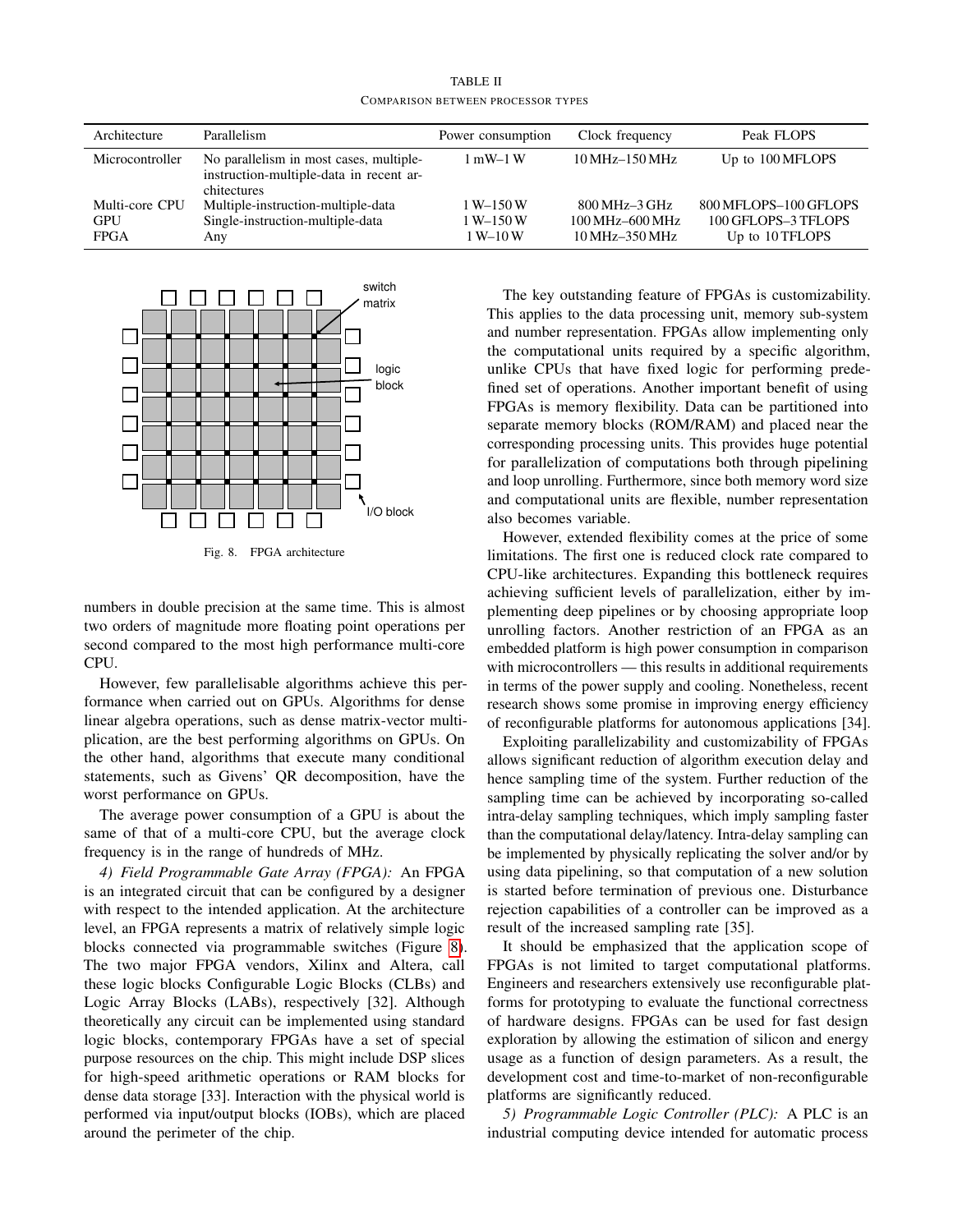TABLE II
COMPARISON BETWEEN PROCESSOR TYPES

| Architecture | Parallelism | Power consumption | Clock frequency | Peak FLOPS |
|---|---|---|---|---|
| Microcontroller | No parallelism in most cases, multiple-instruction-multiple-data in recent architectures | 1 mW–1 W | 10 MHz–150 MHz | Up to 100 MFLOPS |
| Multi-core CPU | Multiple-instruction-multiple-data | 1 W–150 W | 800 MHz–3 GHz | 800 MFLOPS–100 GFLOPS |
| GPU | Single-instruction-multiple-data | 1 W–150 W | 100 MHz–600 MHz | 100 GFLOPS–3 TFLOPS |
| FPGA | Any | 1 W–10 W | 10 MHz–350 MHz | Up to 10 TFLOPS |

Fig. 8. FPGA architecture

numbers in double precision at the same time. This is almost two orders of magnitude more floating point operations per second compared to the most high performance multi-core CPU.

However, few parallelisable algorithms achieve this performance when carried out on GPUs. Algorithms for dense linear algebra operations, such as dense matrix-vector multiplication, are the best performing algorithms on GPUs. On the other hand, algorithms that execute many conditional statements, such as Givens' QR decomposition, have the worst performance on GPUs.

The average power consumption of a GPU is about the same of that of a multi-core CPU, but the average clock frequency is in the range of hundreds of MHz.

*4) Field Programmable Gate Array (FPGA):* An FPGA is an integrated circuit that can be configured by a designer with respect to the intended application. At the architecture level, an FPGA represents a matrix of relatively simple logic blocks connected via programmable switches (Figure 8). The two major FPGA vendors, Xilinx and Altera, call these logic blocks Configurable Logic Blocks (CLBs) and Logic Array Blocks (LABs), respectively [32]. Although theoretically any circuit can be implemented using standard logic blocks, contemporary FPGAs have a set of special purpose resources on the chip. This might include DSP slices for high-speed arithmetic operations or RAM blocks for dense data storage [33]. Interaction with the physical world is performed via input/output blocks (IOBs), which are placed around the perimeter of the chip.

The key outstanding feature of FPGAs is customizability. This applies to the data processing unit, memory sub-system and number representation. FPGAs allow implementing only the computational units required by a specific algorithm, unlike CPUs that have fixed logic for performing predefined set of operations. Another important benefit of using FPGAs is memory flexibility. Data can be partitioned into separate memory blocks (ROM/RAM) and placed near the corresponding processing units. This provides huge potential for parallelization of computations both through pipelining and loop unrolling. Furthermore, since both memory word size and computational units are flexible, number representation also becomes variable.

However, extended flexibility comes at the price of some limitations. The first one is reduced clock rate compared to CPU-like architectures. Expanding this bottleneck requires achieving sufficient levels of parallelization, either by implementing deep pipelines or by choosing appropriate loop unrolling factors. Another restriction of an FPGA as an embedded platform is high power consumption in comparison with microcontrollers — this results in additional requirements in terms of the power supply and cooling. Nonetheless, recent research shows some promise in improving energy efficiency of reconfigurable platforms for autonomous applications [34].

Exploiting parallelizability and customizability of FPGAs allows significant reduction of algorithm execution delay and hence sampling time of the system. Further reduction of the sampling time can be achieved by incorporating so-called intra-delay sampling techniques, which imply sampling faster than the computational delay/latency. Intra-delay sampling can be implemented by physically replicating the solver and/or by using data pipelining, so that computation of a new solution is started before termination of previous one. Disturbance rejection capabilities of a controller can be improved as a result of the increased sampling rate [35].

It should be emphasized that the application scope of FPGAs is not limited to target computational platforms. Engineers and researchers extensively use reconfigurable platforms for prototyping to evaluate the functional correctness of hardware designs. FPGAs can be used for fast design exploration by allowing the estimation of silicon and energy usage as a function of design parameters. As a result, the development cost and time-to-market of non-reconfigurable platforms are significantly reduced.

*5) Programmable Logic Controller (PLC):* A PLC is an industrial computing device intended for automatic process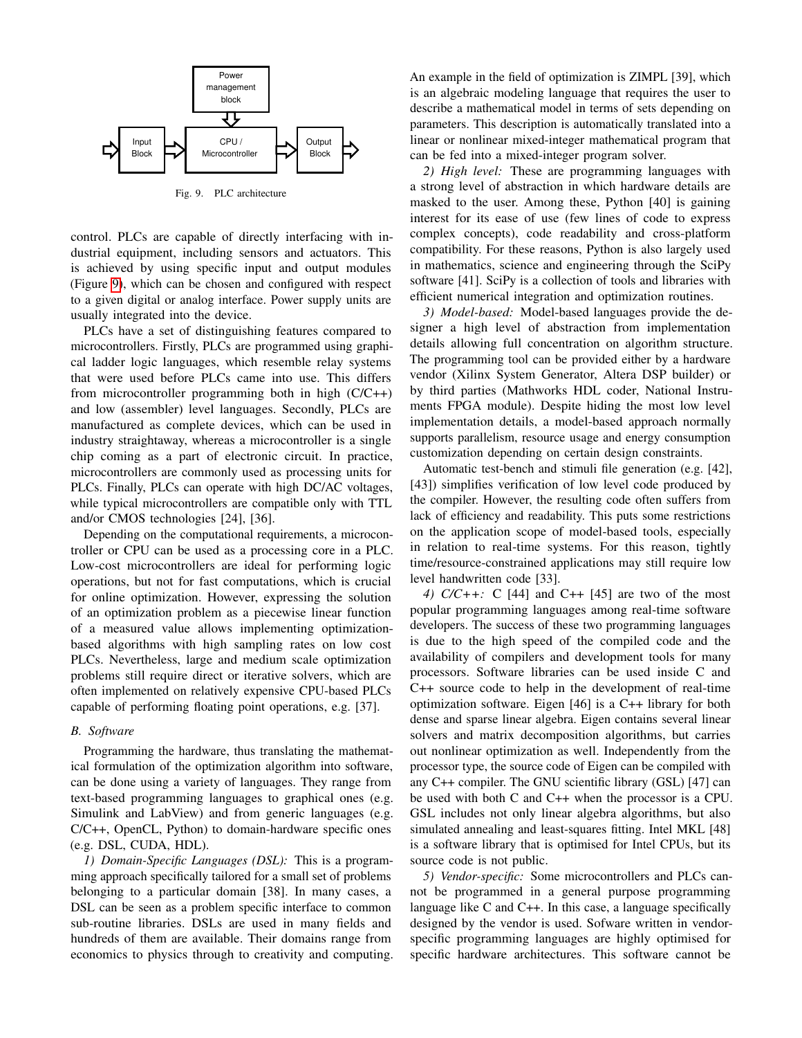Power management block

Input Block

CPU / Microcontroller

Output Block

Fig. 9. PLC architecture

control. PLCs are capable of directly interfacing with industrial equipment, including sensors and actuators. This is achieved by using specific input and output modules (Figure 9), which can be chosen and configured with respect to a given digital or analog interface. Power supply units are usually integrated into the device.

PLCs have a set of distinguishing features compared to microcontrollers. Firstly, PLCs are programmed using graphical ladder logic languages, which resemble relay systems that were used before PLCs came into use. This differs from microcontroller programming both in high (C/C++) and low (assembler) level languages. Secondly, PLCs are manufactured as complete devices, which can be used in industry straightaway, whereas a microcontroller is a single chip coming as a part of electronic circuit. In practice, microcontrollers are commonly used as processing units for PLCs. Finally, PLCs can operate with high DC/AC voltages, while typical microcontrollers are compatible only with TTL and/or CMOS technologies [24], [36].

Depending on the computational requirements, a microcontroller or CPU can be used as a processing core in a PLC. Low-cost microcontrollers are ideal for performing logic operations, but not for fast computations, which is crucial for online optimization. However, expressing the solution of an optimization problem as a piecewise linear function of a measured value allows implementing optimization-based algorithms with high sampling rates on low cost PLCs. Nevertheless, large and medium scale optimization problems still require direct or iterative solvers, which are often implemented on relatively expensive CPU-based PLCs capable of performing floating point operations, e.g. [37].

### B. Software

Programming the hardware, thus translating the mathematical formulation of the optimization algorithm into software, can be done using a variety of languages. They range from text-based programming languages to graphical ones (e.g. Simulink and LabView) and from generic languages (e.g. C/C++, OpenCL, Python) to domain-hardware specific ones (e.g. DSL, CUDA, HDL).

*1) Domain-Specific Languages (DSL):* This is a programming approach specifically tailored for a small set of problems belonging to a particular domain [38]. In many cases, a DSL can be seen as a problem specific interface to common sub-routine libraries. DSLs are used in many fields and hundreds of them are available. Their domains range from economics to physics through to creativity and computing. An example in the field of optimization is ZIMPL [39], which is an algebraic modeling language that requires the user to describe a mathematical model in terms of sets depending on parameters. This description is automatically translated into a linear or nonlinear mixed-integer mathematical program that can be fed into a mixed-integer program solver.

*2) High level:* These are programming languages with a strong level of abstraction in which hardware details are masked to the user. Among these, Python [40] is gaining interest for its ease of use (few lines of code to express complex concepts), code readability and cross-platform compatibility. For these reasons, Python is also largely used in mathematics, science and engineering through the SciPy software [41]. SciPy is a collection of tools and libraries with efficient numerical integration and optimization routines.

*3) Model-based:* Model-based languages provide the designer a high level of abstraction from implementation details allowing full concentration on algorithm structure. The programming tool can be provided either by a hardware vendor (Xilinx System Generator, Altera DSP builder) or by third parties (Mathworks HDL coder, National Instruments FPGA module). Despite hiding the most low level implementation details, a model-based approach normally supports parallelism, resource usage and energy consumption customization depending on certain design constraints.

Automatic test-bench and stimuli file generation (e.g. [42], [43]) simplifies verification of low level code produced by the compiler. However, the resulting code often suffers from lack of efficiency and readability. This puts some restrictions on the application scope of model-based tools, especially in relation to real-time systems. For this reason, tightly time/resource-constrained applications may still require low level handwritten code [33].

*4) C/C++:* C [44] and C++ [45] are two of the most popular programming languages among real-time software developers. The success of these two programming languages is due to the high speed of the compiled code and the availability of compilers and development tools for many processors. Software libraries can be used inside C and C++ source code to help in the development of real-time optimization software. Eigen [46] is a C++ library for both dense and sparse linear algebra. Eigen contains several linear solvers and matrix decomposition algorithms, but carries out nonlinear optimization as well. Independently from the processor type, the source code of Eigen can be compiled with any C++ compiler. The GNU scientific library (GSL) [47] can be used with both C and C++ when the processor is a CPU. GSL includes not only linear algebra algorithms, but also simulated annealing and least-squares fitting. Intel MKL [48] is a software library that is optimised for Intel CPUs, but its source code is not public.

*5) Vendor-specific:* Some microcontrollers and PLCs cannot be programmed in a general purpose programming language like C and C++. In this case, a language specifically designed by the vendor is used. Sofware written in vendor-specific programming languages are highly optimised for specific hardware architectures. This software cannot be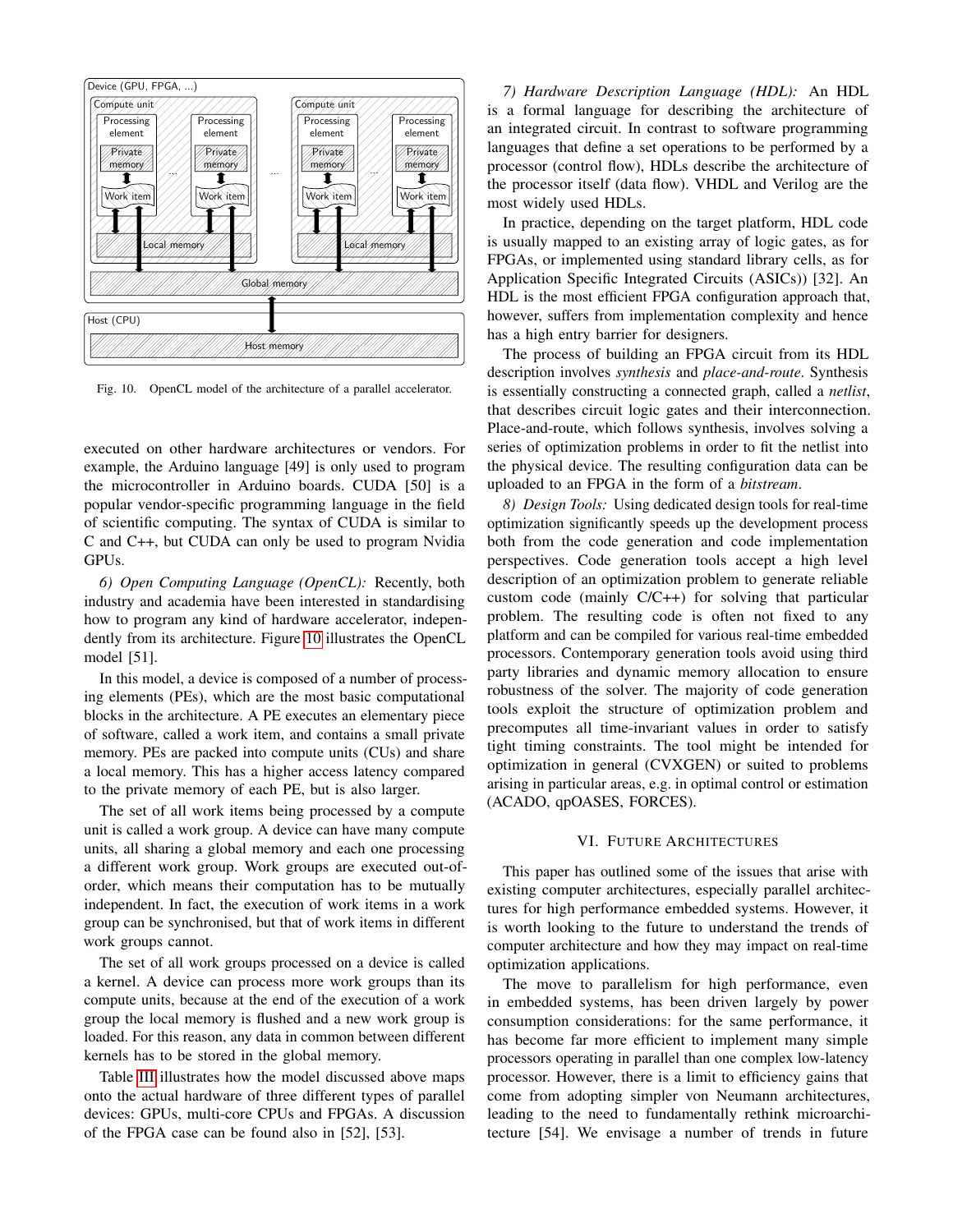Fig. 10. OpenCL model of the architecture of a parallel accelerator.

executed on other hardware architectures or vendors. For example, the Arduino language [49] is only used to program the microcontroller in Arduino boards. CUDA [50] is a popular vendor-specific programming language in the field of scientific computing. The syntax of CUDA is similar to C and C++, but CUDA can only be used to program Nvidia GPUs.

*6) Open Computing Language (OpenCL):* Recently, both industry and academia have been interested in standardising how to program any kind of hardware accelerator, independently from its architecture. Figure 10 illustrates the OpenCL model [51].

In this model, a device is composed of a number of processing elements (PEs), which are the most basic computational blocks in the architecture. A PE executes an elementary piece of software, called a work item, and contains a small private memory. PEs are packed into compute units (CUs) and share a local memory. This has a higher access latency compared to the private memory of each PE, but is also larger.

The set of all work items being processed by a compute unit is called a work group. A device can have many compute units, all sharing a global memory and each one processing a different work group. Work groups are executed out-of-order, which means their computation has to be mutually independent. In fact, the execution of work items in a work group can be synchronised, but that of work items in different work groups cannot.

The set of all work groups processed on a device is called a kernel. A device can process more work groups than its compute units, because at the end of the execution of a work group the local memory is flushed and a new work group is loaded. For this reason, any data in common between different kernels has to be stored in the global memory.

Table III illustrates how the model discussed above maps onto the actual hardware of three different types of parallel devices: GPUs, multi-core CPUs and FPGAs. A discussion of the FPGA case can be found also in [52], [53].

*7) Hardware Description Language (HDL):* An HDL is a formal language for describing the architecture of an integrated circuit. In contrast to software programming languages that define a set operations to be performed by a processor (control flow), HDLs describe the architecture of the processor itself (data flow). VHDL and Verilog are the most widely used HDLs.

In practice, depending on the target platform, HDL code is usually mapped to an existing array of logic gates, as for FPGAs, or implemented using standard library cells, as for Application Specific Integrated Circuits (ASICs)) [32]. An HDL is the most efficient FPGA configuration approach that, however, suffers from implementation complexity and hence has a high entry barrier for designers.

The process of building an FPGA circuit from its HDL description involves *synthesis* and *place-and-route*. Synthesis is essentially constructing a connected graph, called a *netlist*, that describes circuit logic gates and their interconnection. Place-and-route, which follows synthesis, involves solving a series of optimization problems in order to fit the netlist into the physical device. The resulting configuration data can be uploaded to an FPGA in the form of a *bitstream*.

*8) Design Tools:* Using dedicated design tools for real-time optimization significantly speeds up the development process both from the code generation and code implementation perspectives. Code generation tools accept a high level description of an optimization problem to generate reliable custom code (mainly C/C++) for solving that particular problem. The resulting code is often not fixed to any platform and can be compiled for various real-time embedded processors. Contemporary generation tools avoid using third party libraries and dynamic memory allocation to ensure robustness of the solver. The majority of code generation tools exploit the structure of optimization problem and precomputes all time-invariant values in order to satisfy tight timing constraints. The tool might be intended for optimization in general (CVXGEN) or suited to problems arising in particular areas, e.g. in optimal control or estimation (ACADO, qpOASES, FORCES).

## VI. Future Architectures

This paper has outlined some of the issues that arise with existing computer architectures, especially parallel architectures for high performance embedded systems. However, it is worth looking to the future to understand the trends of computer architecture and how they may impact on real-time optimization applications.

The move to parallelism for high performance, even in embedded systems, has been driven largely by power consumption considerations: for the same performance, it has become far more efficient to implement many simple processors operating in parallel than one complex low-latency processor. However, there is a limit to efficiency gains that come from adopting simpler von Neumann architectures, leading to the need to fundamentally rethink microarchitecture [54]. We envisage a number of trends in future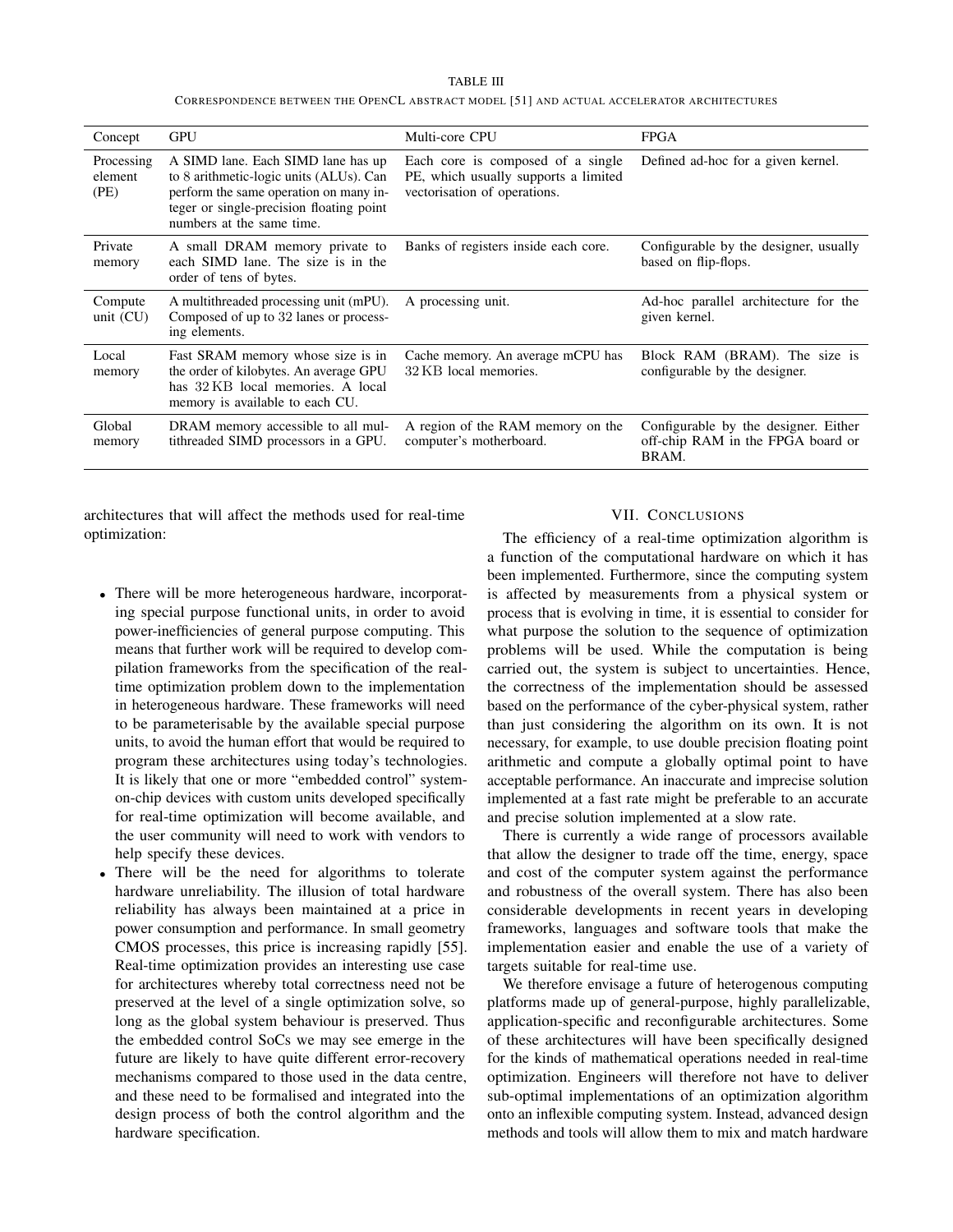TABLE III

CORRESPONDENCE BETWEEN THE OPENCL ABSTRACT MODEL [51] AND ACTUAL ACCELERATOR ARCHITECTURES

| Concept | GPU | Multi-core CPU | FPGA |
|---|---|---|---|
| Processing element (PE) | A SIMD lane. Each SIMD lane has up to 8 arithmetic-logic units (ALUs). Can perform the same operation on many integer or single-precision floating point numbers at the same time. | Each core is composed of a single PE, which usually supports a limited vectorisation of operations. | Defined ad-hoc for a given kernel. |
| Private memory | A small DRAM memory private to each SIMD lane. The size is in the order of tens of bytes. | Banks of registers inside each core. | Configurable by the designer, usually based on flip-flops. |
| Compute unit (CU) | A multithreaded processing unit (mPU). Composed of up to 32 lanes or processing elements. | A processing unit. | Ad-hoc parallel architecture for the given kernel. |
| Local memory | Fast SRAM memory whose size is in the order of kilobytes. An average GPU has 32 KB local memories. A local memory is available to each CU. | Cache memory. An average mCPU has 32 KB local memories. | Block RAM (BRAM). The size is configurable by the designer. |
| Global memory | DRAM memory accessible to all multithreaded SIMD processors in a GPU. | A region of the RAM memory on the computer's motherboard. | Configurable by the designer. Either off-chip RAM in the FPGA board or BRAM. |

architectures that will affect the methods used for real-time optimization:

- There will be more heterogeneous hardware, incorporating special purpose functional units, in order to avoid power-inefficiencies of general purpose computing. This means that further work will be required to develop compilation frameworks from the specification of the real-time optimization problem down to the implementation in heterogeneous hardware. These frameworks will need to be parameterisable by the available special purpose units, to avoid the human effort that would be required to program these architectures using today's technologies. It is likely that one or more "embedded control" system-on-chip devices with custom units developed specifically for real-time optimization will become available, and the user community will need to work with vendors to help specify these devices.
- There will be the need for algorithms to tolerate hardware unreliability. The illusion of total hardware reliability has always been maintained at a price in power consumption and performance. In small geometry CMOS processes, this price is increasing rapidly [55]. Real-time optimization provides an interesting use case for architectures whereby total correctness need not be preserved at the level of a single optimization solve, so long as the global system behaviour is preserved. Thus the embedded control SoCs we may see emerge in the future are likely to have quite different error-recovery mechanisms compared to those used in the data centre, and these need to be formalised and integrated into the design process of both the control algorithm and the hardware specification.

## VII. CONCLUSIONS

The efficiency of a real-time optimization algorithm is a function of the computational hardware on which it has been implemented. Furthermore, since the computing system is affected by measurements from a physical system or process that is evolving in time, it is essential to consider for what purpose the solution to the sequence of optimization problems will be used. While the computation is being carried out, the system is subject to uncertainties. Hence, the correctness of the implementation should be assessed based on the performance of the cyber-physical system, rather than just considering the algorithm on its own. It is not necessary, for example, to use double precision floating point arithmetic and compute a globally optimal point to have acceptable performance. An inaccurate and imprecise solution implemented at a fast rate might be preferable to an accurate and precise solution implemented at a slow rate.

There is currently a wide range of processors available that allow the designer to trade off the time, energy, space and cost of the computer system against the performance and robustness of the overall system. There has also been considerable developments in recent years in developing frameworks, languages and software tools that make the implementation easier and enable the use of a variety of targets suitable for real-time use.

We therefore envisage a future of heterogenous computing platforms made up of general-purpose, highly parallelizable, application-specific and reconfigurable architectures. Some of these architectures will have been specifically designed for the kinds of mathematical operations needed in real-time optimization. Engineers will therefore not have to deliver sub-optimal implementations of an optimization algorithm onto an inflexible computing system. Instead, advanced design methods and tools will allow them to mix and match hardware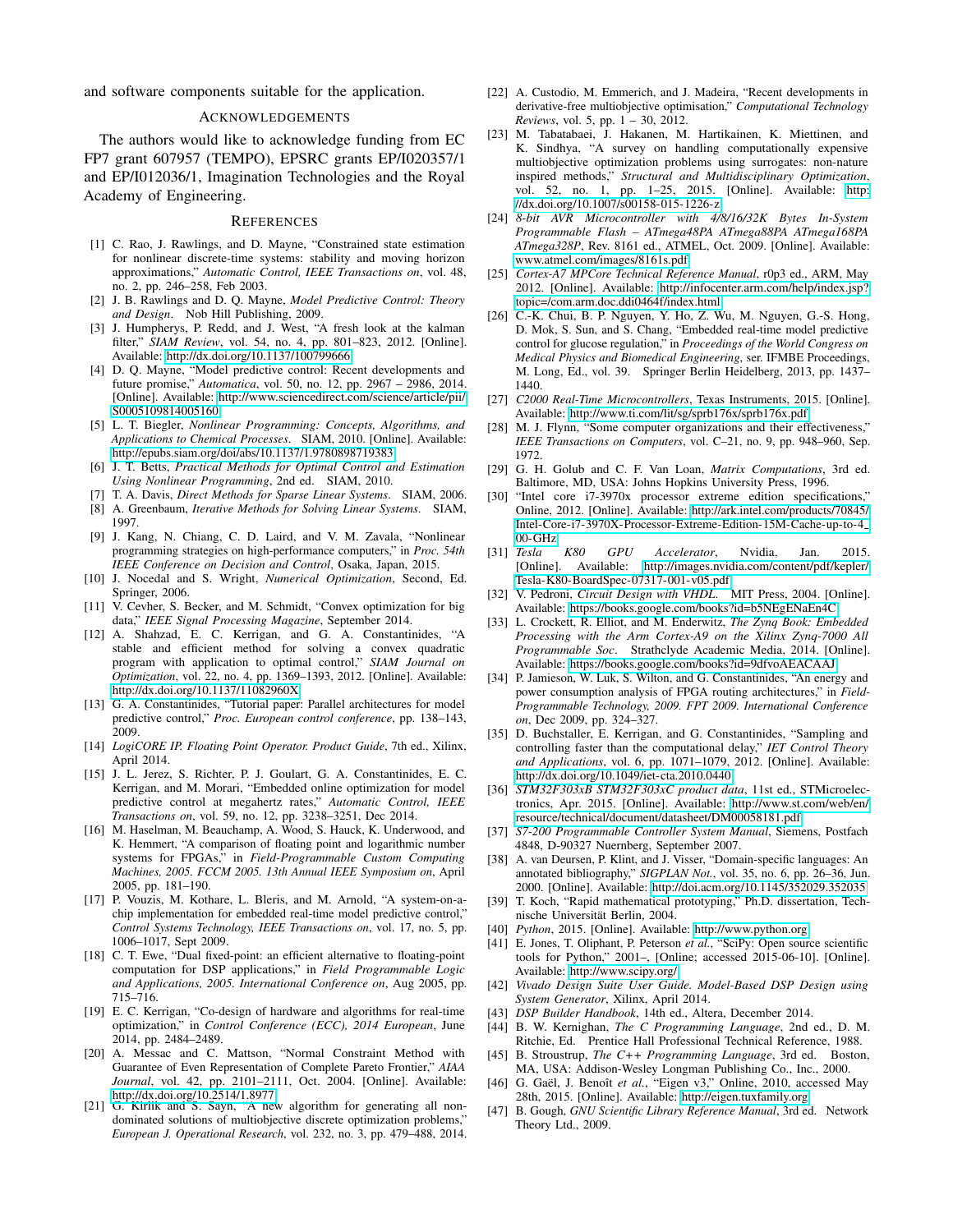and software components suitable for the application.

## Acknowledgements

The authors would like to acknowledge funding from EC FP7 grant 607957 (TEMPO), EPSRC grants EP/I020357/1 and EP/I012036/1, Imagination Technologies and the Royal Academy of Engineering.

## References

[1] C. Rao, J. Rawlings, and D. Mayne, "Constrained state estimation for nonlinear discrete-time systems: stability and moving horizon approximations," *Automatic Control, IEEE Transactions on*, vol. 48, no. 2, pp. 246–258, Feb 2003.

[2] J. B. Rawlings and D. Q. Mayne, *Model Predictive Control: Theory and Design*. Nob Hill Publishing, 2009.

[3] J. Humpherys, P. Redd, and J. West, "A fresh look at the kalman filter," *SIAM Review*, vol. 54, no. 4, pp. 801–823, 2012. [Online]. Available: http://dx.doi.org/10.1137/100799666

[4] D. Q. Mayne, "Model predictive control: Recent developments and future promise," *Automatica*, vol. 50, no. 12, pp. 2967 – 2986, 2014. [Online]. Available: http://www.sciencedirect.com/science/article/pii/S0005109814005160

[5] L. T. Biegler, *Nonlinear Programming: Concepts, Algorithms, and Applications to Chemical Processes*. SIAM, 2010. [Online]. Available: http://epubs.siam.org/doi/abs/10.1137/1.9780898719383

[6] J. T. Betts, *Practical Methods for Optimal Control and Estimation Using Nonlinear Programming*, 2nd ed. SIAM, 2010.

[7] T. A. Davis, *Direct Methods for Sparse Linear Systems*. SIAM, 2006.

[8] A. Greenbaum, *Iterative Methods for Solving Linear Systems*. SIAM, 1997.

[9] J. Kang, N. Chiang, C. D. Laird, and V. M. Zavala, "Nonlinear programming strategies on high-performance computers," in *Proc. 54th IEEE Conference on Decision and Control*, Osaka, Japan, 2015.

[10] J. Nocedal and S. Wright, *Numerical Optimization*, Second, Ed. Springer, 2006.

[11] V. Cevher, S. Becker, and M. Schmidt, "Convex optimization for big data," *IEEE Signal Processing Magazine*, September 2014.

[12] A. Shahzad, E. C. Kerrigan, and G. A. Constantinides, "A stable and efficient method for solving a convex quadratic program with application to optimal control," *SIAM Journal on Optimization*, vol. 22, no. 4, pp. 1369–1393, 2012. [Online]. Available: http://dx.doi.org/10.1137/11082960X

[13] G. A. Constantinides, "Tutorial paper: Parallel architectures for model predictive control," *Proc. European control conference*, pp. 138–143, 2009.

[14] *LogiCORE IP. Floating Point Operator. Product Guide*, 7th ed., Xilinx, April 2014.

[15] J. L. Jerez, S. Richter, P. J. Goulart, G. A. Constantinides, E. C. Kerrigan, and M. Morari, "Embedded online optimization for model predictive control at megahertz rates," *Automatic Control, IEEE Transactions on*, vol. 59, no. 12, pp. 3238–3251, Dec 2014.

[16] M. Haselman, M. Beauchamp, A. Wood, S. Hauck, K. Underwood, and K. Hemmert, "A comparison of floating point and logarithmic number systems for FPGAs," in *Field-Programmable Custom Computing Machines, 2005. FCCM 2005. 13th Annual IEEE Symposium on*, April 2005, pp. 181–190.

[17] P. Vouzis, M. Kothare, L. Bleris, and M. Arnold, "A system-on-a-chip implementation for embedded real-time model predictive control," *Control Systems Technology, IEEE Transactions on*, vol. 17, no. 5, pp. 1006–1017, Sept 2009.

[18] C. T. Ewe, "Dual fixed-point: an efficient alternative to floating-point computation for DSP applications," in *Field Programmable Logic and Applications, 2005. International Conference on*, Aug 2005, pp. 715–716.

[19] E. C. Kerrigan, "Co-design of hardware and algorithms for real-time optimization," in *Control Conference (ECC), 2014 European*, June 2014, pp. 2484–2489.

[20] A. Messac and C. Mattson, "Normal Constraint Method with Guarantee of Even Representation of Complete Pareto Frontier," *AIAA Journal*, vol. 42, pp. 2101–2111, Oct. 2004. [Online]. Available: http://dx.doi.org/10.2514/1.8977

[21] G. Kirlik and S. Sayın, "A new algorithm for generating all nondominated solutions of multiobjective discrete optimization problems," *European J. Operational Research*, vol. 232, no. 3, pp. 479–488, 2014.

[22] A. Custodio, M. Emmerich, and J. Madeira, "Recent developments in derivative-free multiobjective optimisation," *Computational Technology Reviews*, vol. 5, pp. 1 – 30, 2012.

[23] M. Tabatabaei, J. Hakanen, M. Hartikainen, K. Miettinen, and K. Sindhya, "A survey on handling computationally expensive multiobjective optimization problems using surrogates: non-nature inspired methods," *Structural and Multidisciplinary Optimization*, vol. 52, no. 1, pp. 1–25, 2015. [Online]. Available: http://dx.doi.org/10.1007/s00158-015-1226-z

[24] *8-bit AVR Microcontroller with 4/8/16/32K Bytes In-System Programmable Flash – ATmega48PA ATmega88PA ATmega168PA ATmega328P*, Rev. 8161 ed., ATMEL, Oct. 2009. [Online]. Available: www.atmel.com/images/8161s.pdf

[25] *Cortex-A7 MPCore Technical Reference Manual*, r0p3 ed., ARM, May 2012. [Online]. Available: http://infocenter.arm.com/help/index.jsp?topic=/com.arm.doc.ddi0464f/index.html

[26] C.-K. Chui, B. P. Nguyen, Y. Ho, Z. Wu, M. Nguyen, G.-S. Hong, D. Mok, S. Sun, and S. Chang, "Embedded real-time model predictive control for glucose regulation," in *Proceedings of the World Congress on Medical Physics and Biomedical Engineering*, ser. IFMBE Proceedings, M. Long, Ed., vol. 39. Springer Berlin Heidelberg, 2013, pp. 1437–1440.

[27] *C2000 Real-Time Microcontrollers*, Texas Instruments, 2015. [Online]. Available: http://www.ti.com/lit/sg/sprb176x/sprb176x.pdf

[28] M. J. Flynn, "Some computer organizations and their effectiveness," *IEEE Transactions on Computers*, vol. C–21, no. 9, pp. 948–960, Sep. 1972.

[29] G. H. Golub and C. F. Van Loan, *Matrix Computations*, 3rd ed. Baltimore, MD, USA: Johns Hopkins University Press, 1996.

[30] "Intel core i7-3970x processor extreme edition specifications," Online, 2012. [Online]. Available: http://ark.intel.com/products/70845/Intel-Core-i7-3970X-Processor-Extreme-Edition-15M-Cache-up-to-4_00-GHz

[31] *Tesla K80 GPU Accelerator*, Nvidia, Jan. 2015. [Online]. Available: http://images.nvidia.com/content/pdf/kepler/Tesla-K80-BoardSpec-07317-001-v05.pdf

[32] V. Pedroni, *Circuit Design with VHDL*. MIT Press, 2004. [Online]. Available: https://books.google.com/books?id=b5NEgENaEn4C

[33] L. Crockett, R. Elliot, and M. Enderwitz, *The Zynq Book: Embedded Processing with the Arm Cortex-A9 on the Xilinx Zynq-7000 All Programmable Soc*. Strathclyde Academic Media, 2014. [Online]. Available: https://books.google.com/books?id=9dfvoAEACAAJ

[34] P. Jamieson, W. Luk, S. Wilton, and G. Constantinides, "An energy and power consumption analysis of FPGA routing architectures," in *Field-Programmable Technology, 2009. FPT 2009. International Conference on*, Dec 2009, pp. 324–327.

[35] D. Buchstaller, E. Kerrigan, and G. Constantinides, "Sampling and controlling faster than the computational delay," *IET Control Theory and Applications*, vol. 6, pp. 1071–1079, 2012. [Online]. Available: http://dx.doi.org/10.1049/iet-cta.2010.0440

[36] *STM32F303xB STM32F303xC product data*, 11st ed., STMicroelectronics, Apr. 2015. [Online]. Available: http://www.st.com/web/en/resource/technical/document/datasheet/DM00058181.pdf

[37] *S7-200 Programmable Controller System Manual*, Siemens, Postfach 4848, D-90327 Nuernberg, September 2007.

[38] A. van Deursen, P. Klint, and J. Visser, "Domain-specific languages: An annotated bibliography," *SIGPLAN Not.*, vol. 35, no. 6, pp. 26–36, Jun. 2000. [Online]. Available: http://doi.acm.org/10.1145/352029.352035

[39] T. Koch, "Rapid mathematical prototyping," Ph.D. dissertation, Technische Universität Berlin, 2004.

[40] *Python*, 2015. [Online]. Available: http://www.python.org

[41] E. Jones, T. Oliphant, P. Peterson *et al.*, "SciPy: Open source scientific tools for Python," 2001–, [Online; accessed 2015-06-10]. [Online]. Available: http://www.scipy.org/

[42] *Vivado Design Suite User Guide. Model-Based DSP Design using System Generator*, Xilinx, April 2014.

[43] *DSP Builder Handbook*, 14th ed., Altera, December 2014.

[44] B. W. Kernighan, *The C Programming Language*, 2nd ed., D. M. Ritchie, Ed. Prentice Hall Professional Technical Reference, 1988.

[45] B. Stroustrup, *The C++ Programming Language*, 3rd ed. Boston, MA, USA: Addison-Wesley Longman Publishing Co., Inc., 2000.

[46] G. Gaël, J. Benoît *et al.*, "Eigen v3," Online, 2010, accessed May 28th, 2015. [Online]. Available: http://eigen.tuxfamily.org

[47] B. Gough, *GNU Scientific Library Reference Manual*, 3rd ed. Network Theory Ltd., 2009.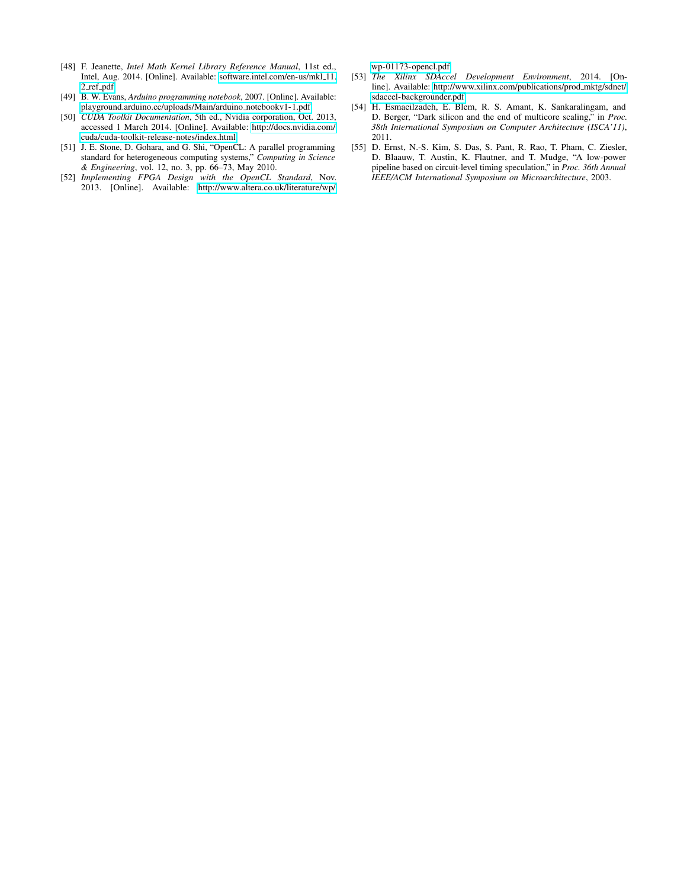[48] F. Jeanette, *Intel Math Kernel Library Reference Manual*, 11st ed., Intel, Aug. 2014. [Online]. Available: software.intel.com/en-us/mkl_11.2_ref_pdf

[49] B. W. Evans, *Arduino programming notebook*, 2007. [Online]. Available: playground.arduino.cc/uploads/Main/arduino_notebookv1-1.pdf

[50] *CUDA Toolkit Documentation*, 5th ed., Nvidia corporation, Oct. 2013, accessed 1 March 2014. [Online]. Available: http://docs.nvidia.com/cuda/cuda-toolkit-release-notes/index.html

[51] J. E. Stone, D. Gohara, and G. Shi, "OpenCL: A parallel programming standard for heterogeneous computing systems," *Computing in Science & Engineering*, vol. 12, no. 3, pp. 66–73, May 2010.

[52] *Implementing FPGA Design with the OpenCL Standard*, Nov. 2013. [Online]. Available: http://www.altera.co.uk/literature/wp/wp-01173-opencl.pdf

[53] *The Xilinx SDAccel Development Environment*, 2014. [Online]. Available: http://www.xilinx.com/publications/prod_mktg/sdnet/sdaccel-backgrounder.pdf

[54] H. Esmaeilzadeh, E. Blem, R. S. Amant, K. Sankaralingam, and D. Berger, "Dark silicon and the end of multicore scaling," in *Proc. 38th International Symposium on Computer Architecture (ISCA'11)*, 2011.

[55] D. Ernst, N.-S. Kim, S. Das, S. Pant, R. Rao, T. Pham, C. Ziesler, D. Blaauw, T. Austin, K. Flautner, and T. Mudge, "A low-power pipeline based on circuit-level timing speculation," in *Proc. 36th Annual IEEE/ACM International Symposium on Microarchitecture*, 2003.